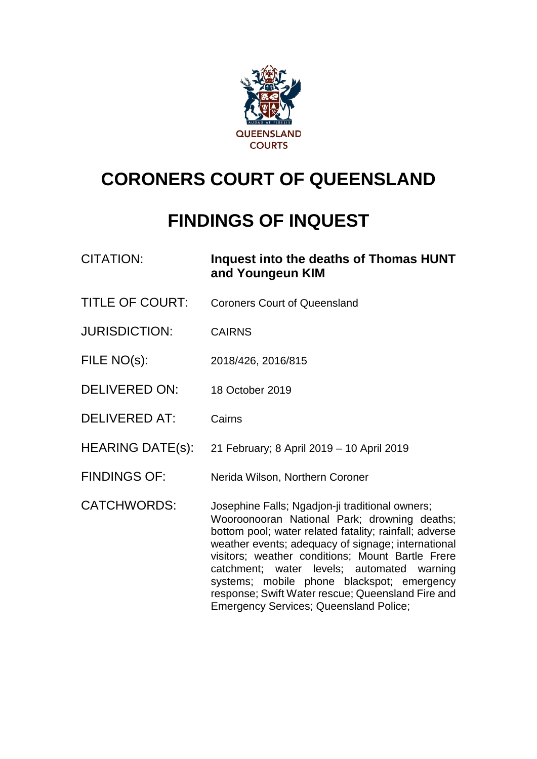QUEENSLAND COURTS

# CORONERS COURT OF QUEENSLAND

# FINDINGS OF INQUEST

| | |
|---|---|
| CITATION: | **Inquest into the deaths of Thomas HUNT and Youngeun KIM** |
| TITLE OF COURT: | Coroners Court of Queensland |
| JURISDICTION: | CAIRNS |
| FILE NO(s): | 2018/426, 2016/815 |
| DELIVERED ON: | 18 October 2019 |
| DELIVERED AT: | Cairns |
| HEARING DATE(s): | 21 February; 8 April 2019 – 10 April 2019 |
| FINDINGS OF: | Nerida Wilson, Northern Coroner |
| CATCHWORDS: | Josephine Falls; Ngadjon-ji traditional owners; Wooroonooran National Park; drowning deaths; bottom pool; water related fatality; rainfall; adverse weather events; adequacy of signage; international visitors; weather conditions; Mount Bartle Frere catchment; water levels; automated warning systems; mobile phone blackspot; emergency response; Swift Water rescue; Queensland Fire and Emergency Services; Queensland Police; |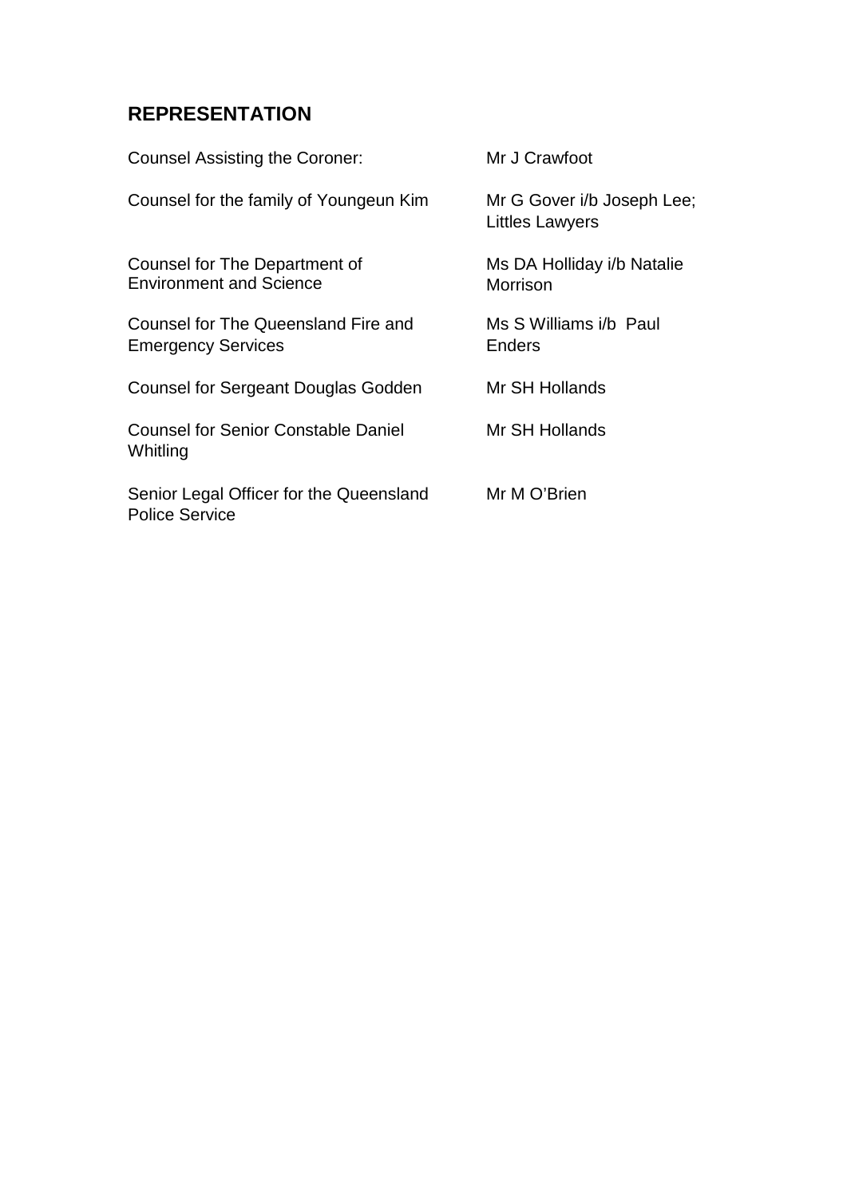## REPRESENTATION

| | |
|---|---|
| Counsel Assisting the Coroner: | Mr J Crawfoot |
| Counsel for the family of Youngeun Kim | Mr G Gover i/b Joseph Lee; Littles Lawyers |
| Counsel for The Department of Environment and Science | Ms DA Holliday i/b Natalie Morrison |
| Counsel for The Queensland Fire and Emergency Services | Ms S Williams i/b Paul Enders |
| Counsel for Sergeant Douglas Godden | Mr SH Hollands |
| Counsel for Senior Constable Daniel Whitling | Mr SH Hollands |
| Senior Legal Officer for the Queensland Police Service | Mr M O'Brien |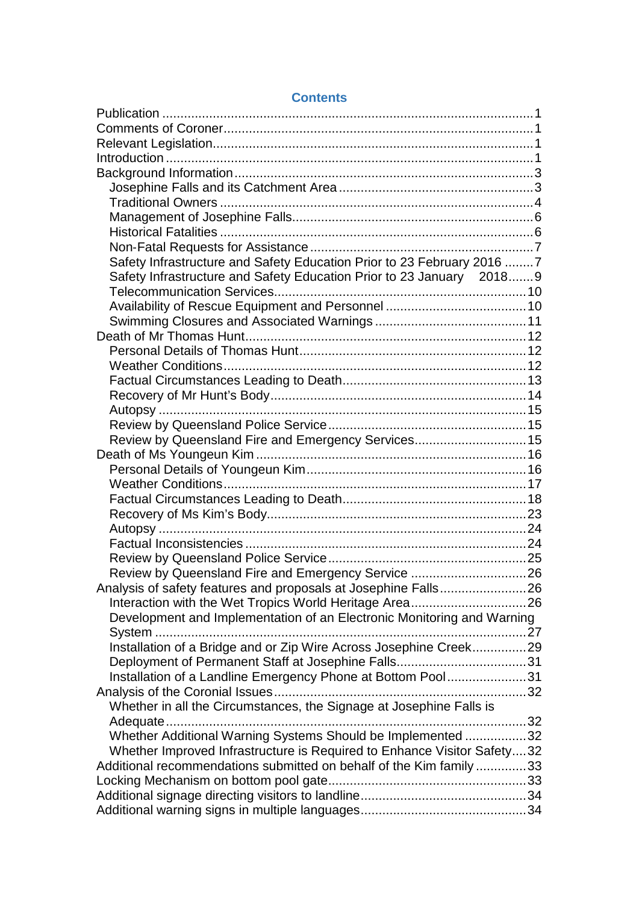## Contents

| | |
|---|---|
| Publication | 1 |
| Comments of Coroner | 1 |
| Relevant Legislation | 1 |
| Introduction | 1 |
| Background Information | 3 |
| Josephine Falls and its Catchment Area | 3 |
| Traditional Owners | 4 |
| Management of Josephine Falls | 6 |
| Historical Fatalities | 6 |
| Non-Fatal Requests for Assistance | 7 |
| Safety Infrastructure and Safety Education Prior to 23 February 2016 | 7 |
| Safety Infrastructure and Safety Education Prior to 23 January 2018 | 9 |
| Telecommunication Services | 10 |
| Availability of Rescue Equipment and Personnel | 10 |
| Swimming Closures and Associated Warnings | 11 |
| Death of Mr Thomas Hunt | 12 |
| Personal Details of Thomas Hunt | 12 |
| Weather Conditions | 12 |
| Factual Circumstances Leading to Death | 13 |
| Recovery of Mr Hunt's Body | 14 |
| Autopsy | 15 |
| Review by Queensland Police Service | 15 |
| Review by Queensland Fire and Emergency Services | 15 |
| Death of Ms Youngeun Kim | 16 |
| Personal Details of Youngeun Kim | 16 |
| Weather Conditions | 17 |
| Factual Circumstances Leading to Death | 18 |
| Recovery of Ms Kim's Body | 23 |
| Autopsy | 24 |
| Factual Inconsistencies | 24 |
| Review by Queensland Police Service | 25 |
| Review by Queensland Fire and Emergency Service | 26 |
| Analysis of safety features and proposals at Josephine Falls | 26 |
| Interaction with the Wet Tropics World Heritage Area | 26 |
| Development and Implementation of an Electronic Monitoring and Warning System | 27 |
| Installation of a Bridge and or Zip Wire Across Josephine Creek | 29 |
| Deployment of Permanent Staff at Josephine Falls | 31 |
| Installation of a Landline Emergency Phone at Bottom Pool | 31 |
| Analysis of the Coronial Issues | 32 |
| Whether in all the Circumstances, the Signage at Josephine Falls is Adequate | 32 |
| Whether Additional Warning Systems Should be Implemented | 32 |
| Whether Improved Infrastructure is Required to Enhance Visitor Safety | 32 |
| Additional recommendations submitted on behalf of the Kim family | 33 |
| Locking Mechanism on bottom pool gate | 33 |
| Additional signage directing visitors to landline | 34 |
| Additional warning signs in multiple languages | 34 |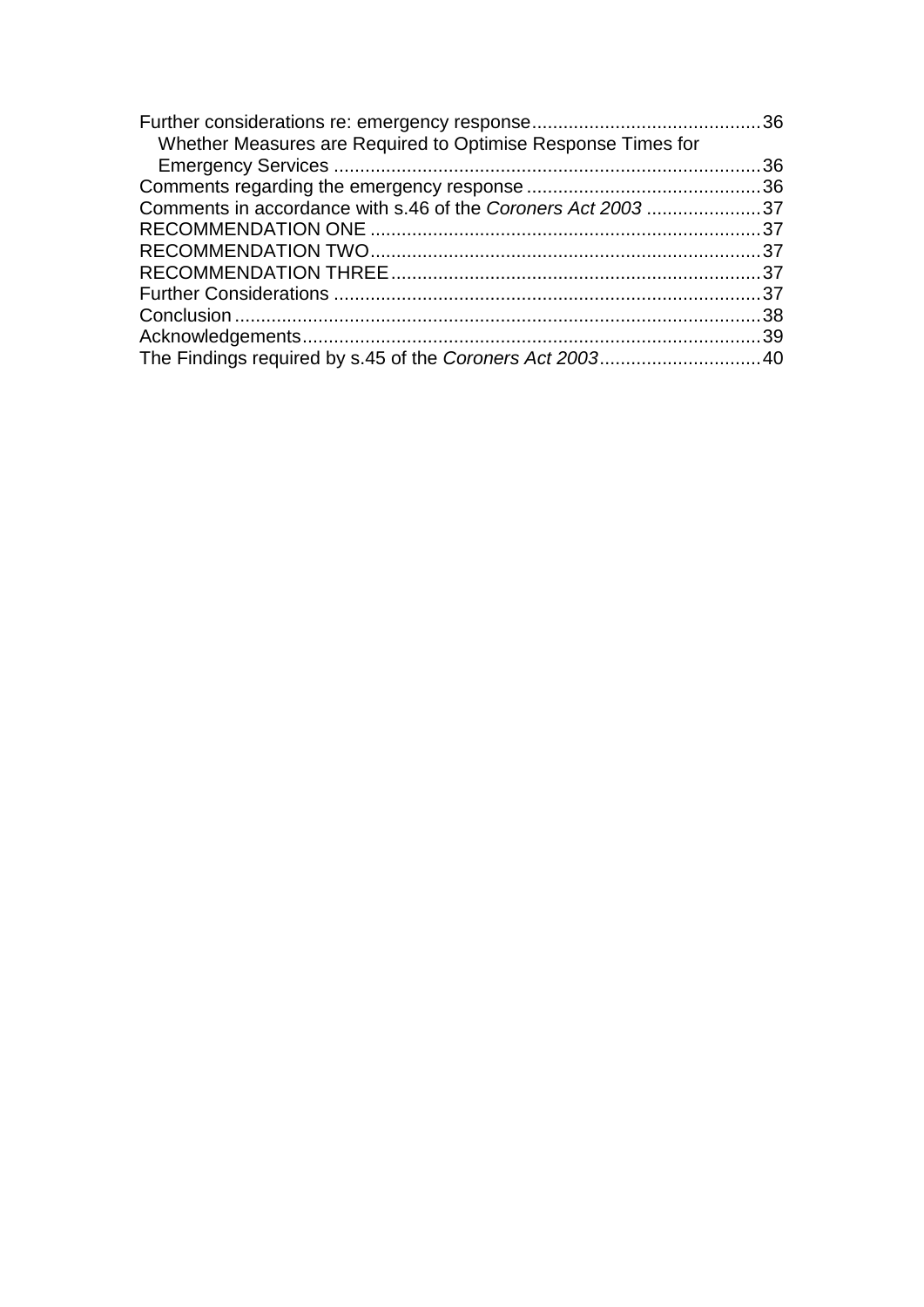Further considerations re: emergency response ............................................36
  Whether Measures are Required to Optimise Response Times for Emergency Services ..................................................................................36
Comments regarding the emergency response .............................................36
Comments in accordance with s.46 of the *Coroners Act 2003* ......................37
RECOMMENDATION ONE ...........................................................................37
RECOMMENDATION TWO...........................................................................37
RECOMMENDATION THREE.......................................................................37
Further Considerations ..................................................................................37
Conclusion.....................................................................................................38
Acknowledgements........................................................................................39
The Findings required by s.45 of the *Coroners Act 2003*...............................40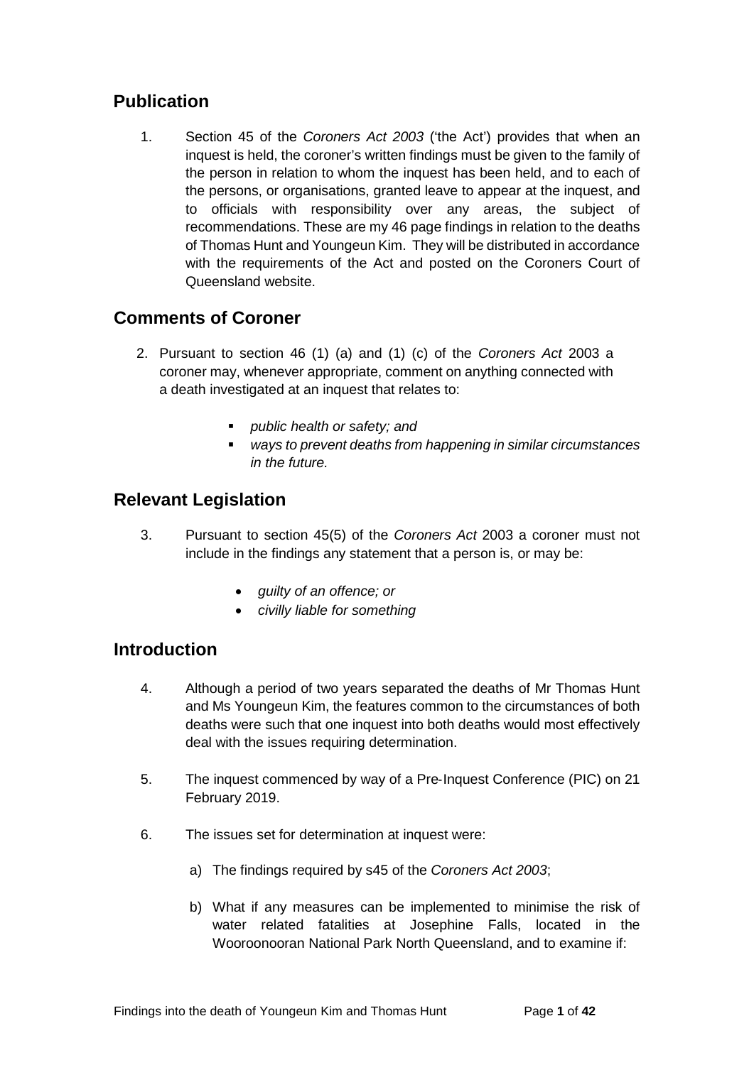## Publication

1. Section 45 of the *Coroners Act 2003* ('the Act') provides that when an inquest is held, the coroner's written findings must be given to the family of the person in relation to whom the inquest has been held, and to each of the persons, or organisations, granted leave to appear at the inquest, and to officials with responsibility over any areas, the subject of recommendations. These are my 46 page findings in relation to the deaths of Thomas Hunt and Youngeun Kim. They will be distributed in accordance with the requirements of the Act and posted on the Coroners Court of Queensland website.

## Comments of Coroner

2. Pursuant to section 46 (1) (a) and (1) (c) of the *Coroners Act* 2003 a coroner may, whenever appropriate, comment on anything connected with a death investigated at an inquest that relates to:

   - *public health or safety; and*
   - *ways to prevent deaths from happening in similar circumstances in the future.*

## Relevant Legislation

3. Pursuant to section 45(5) of the *Coroners Act* 2003 a coroner must not include in the findings any statement that a person is, or may be:

   - *guilty of an offence; or*
   - *civilly liable for something*

## Introduction

4. Although a period of two years separated the deaths of Mr Thomas Hunt and Ms Youngeun Kim, the features common to the circumstances of both deaths were such that one inquest into both deaths would most effectively deal with the issues requiring determination.

5. The inquest commenced by way of a Pre-Inquest Conference (PIC) on 21 February 2019.

6. The issues set for determination at inquest were:

   a) The findings required by s45 of the *Coroners Act 2003*;

   b) What if any measures can be implemented to minimise the risk of water related fatalities at Josephine Falls, located in the Wooroonooran National Park North Queensland, and to examine if: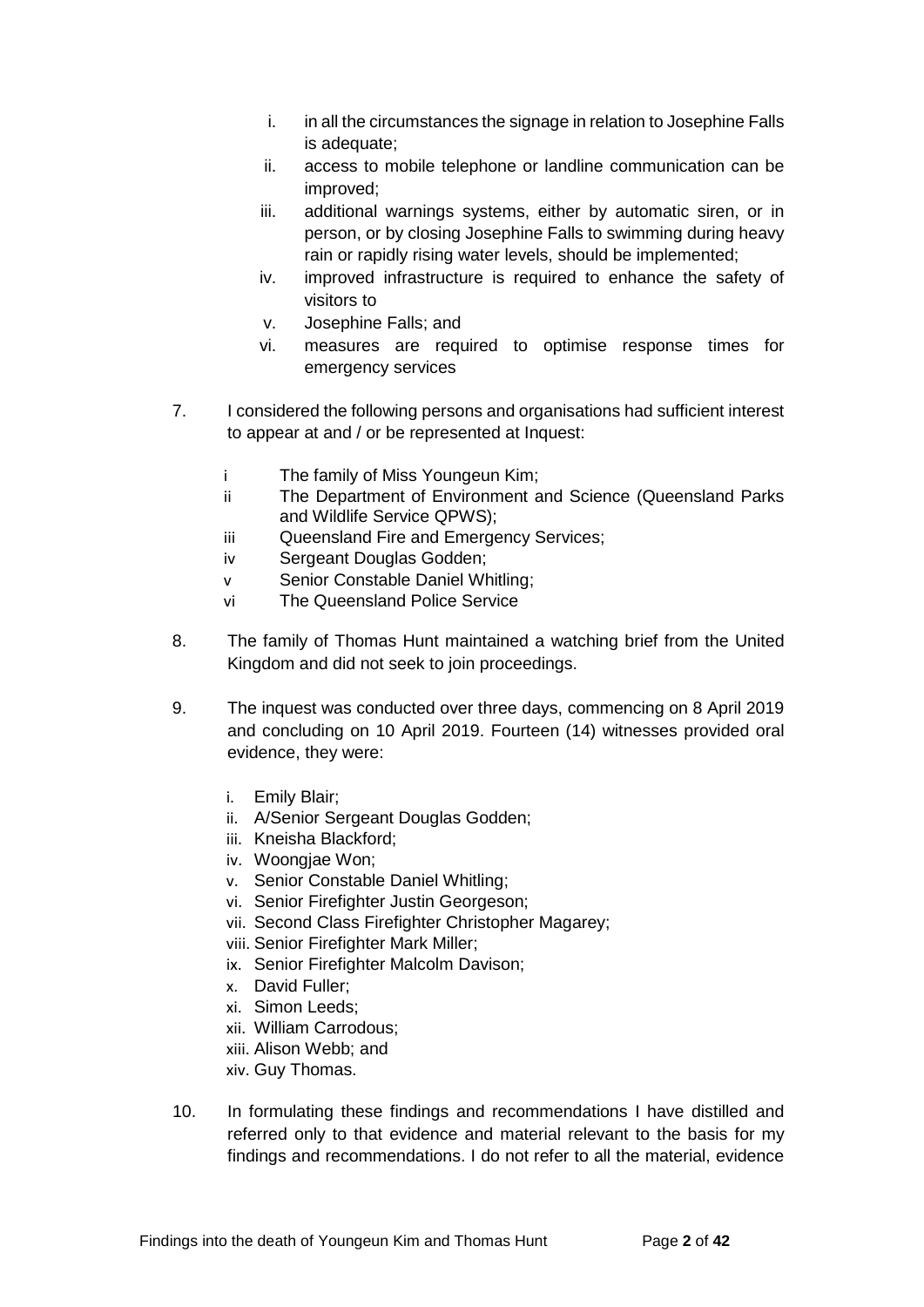i. in all the circumstances the signage in relation to Josephine Falls is adequate;
ii. access to mobile telephone or landline communication can be improved;
iii. additional warnings systems, either by automatic siren, or in person, or by closing Josephine Falls to swimming during heavy rain or rapidly rising water levels, should be implemented;
iv. improved infrastructure is required to enhance the safety of visitors to
v. Josephine Falls; and
vi. measures are required to optimise response times for emergency services

7. I considered the following persons and organisations had sufficient interest to appear at and / or be represented at Inquest:

   i The family of Miss Youngeun Kim;
   ii The Department of Environment and Science (Queensland Parks and Wildlife Service QPWS);
   iii Queensland Fire and Emergency Services;
   iv Sergeant Douglas Godden;
   v Senior Constable Daniel Whitling;
   vi The Queensland Police Service

8. The family of Thomas Hunt maintained a watching brief from the United Kingdom and did not seek to join proceedings.

9. The inquest was conducted over three days, commencing on 8 April 2019 and concluding on 10 April 2019. Fourteen (14) witnesses provided oral evidence, they were:

   i. Emily Blair;
   ii. A/Senior Sergeant Douglas Godden;
   iii. Kneisha Blackford;
   iv. Woongjae Won;
   v. Senior Constable Daniel Whitling;
   vi. Senior Firefighter Justin Georgeson;
   vii. Second Class Firefighter Christopher Magarey;
   viii. Senior Firefighter Mark Miller;
   ix. Senior Firefighter Malcolm Davison;
   x. David Fuller;
   xi. Simon Leeds;
   xii. William Carrodous;
   xiii. Alison Webb; and
   xiv. Guy Thomas.

10. In formulating these findings and recommendations I have distilled and referred only to that evidence and material relevant to the basis for my findings and recommendations. I do not refer to all the material, evidence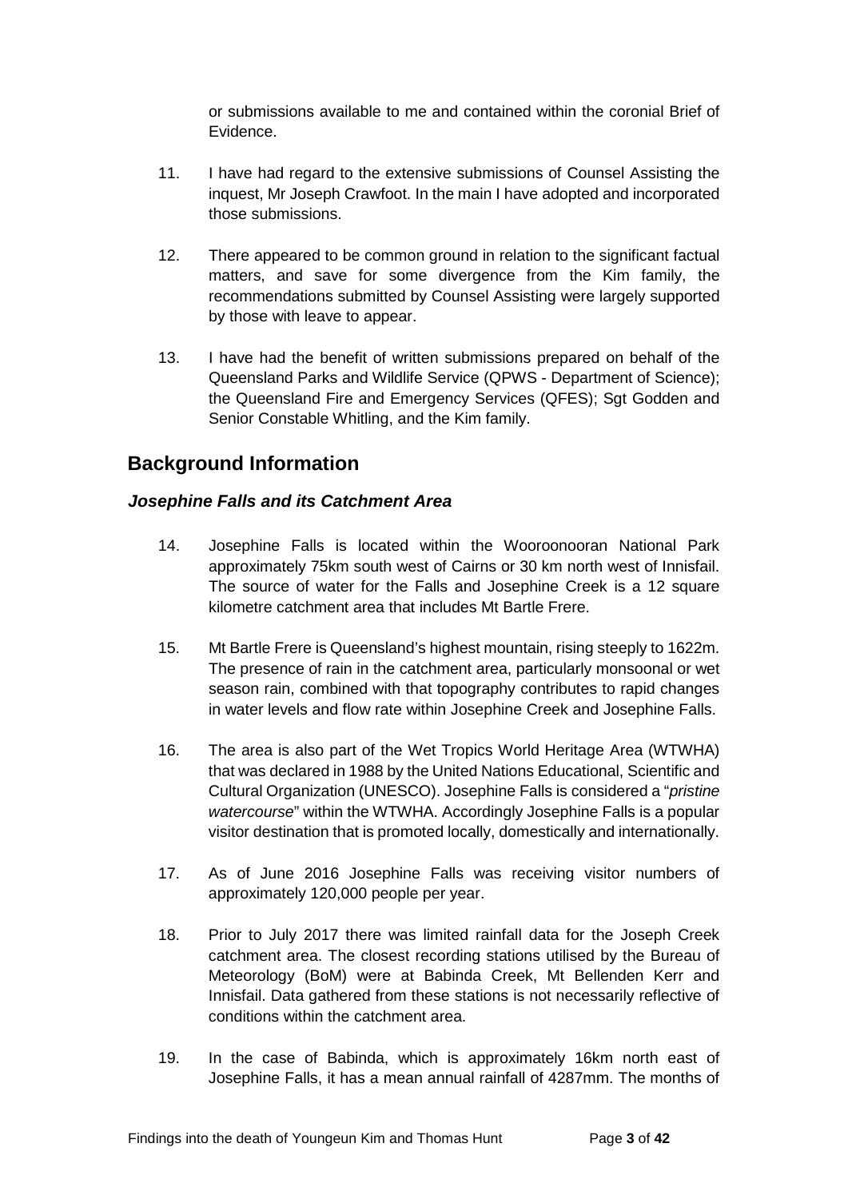or submissions available to me and contained within the coronial Brief of Evidence.

11. I have had regard to the extensive submissions of Counsel Assisting the inquest, Mr Joseph Crawfoot. In the main I have adopted and incorporated those submissions.

12. There appeared to be common ground in relation to the significant factual matters, and save for some divergence from the Kim family, the recommendations submitted by Counsel Assisting were largely supported by those with leave to appear.

13. I have had the benefit of written submissions prepared on behalf of the Queensland Parks and Wildlife Service (QPWS - Department of Science); the Queensland Fire and Emergency Services (QFES); Sgt Godden and Senior Constable Whitling, and the Kim family.

## Background Information

### *Josephine Falls and its Catchment Area*

14. Josephine Falls is located within the Wooroonooran National Park approximately 75km south west of Cairns or 30 km north west of Innisfail. The source of water for the Falls and Josephine Creek is a 12 square kilometre catchment area that includes Mt Bartle Frere.

15. Mt Bartle Frere is Queensland's highest mountain, rising steeply to 1622m. The presence of rain in the catchment area, particularly monsoonal or wet season rain, combined with that topography contributes to rapid changes in water levels and flow rate within Josephine Creek and Josephine Falls.

16. The area is also part of the Wet Tropics World Heritage Area (WTWHA) that was declared in 1988 by the United Nations Educational, Scientific and Cultural Organization (UNESCO). Josephine Falls is considered a "*pristine watercourse*" within the WTWHA. Accordingly Josephine Falls is a popular visitor destination that is promoted locally, domestically and internationally.

17. As of June 2016 Josephine Falls was receiving visitor numbers of approximately 120,000 people per year.

18. Prior to July 2017 there was limited rainfall data for the Joseph Creek catchment area. The closest recording stations utilised by the Bureau of Meteorology (BoM) were at Babinda Creek, Mt Bellenden Kerr and Innisfail. Data gathered from these stations is not necessarily reflective of conditions within the catchment area.

19. In the case of Babinda, which is approximately 16km north east of Josephine Falls, it has a mean annual rainfall of 4287mm. The months of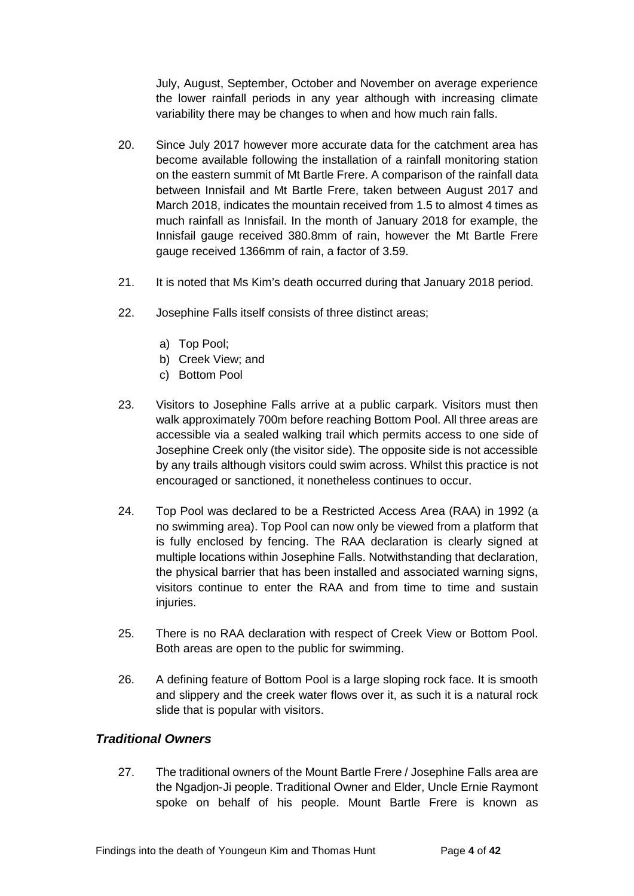July, August, September, October and November on average experience the lower rainfall periods in any year although with increasing climate variability there may be changes to when and how much rain falls.

20. Since July 2017 however more accurate data for the catchment area has become available following the installation of a rainfall monitoring station on the eastern summit of Mt Bartle Frere. A comparison of the rainfall data between Innisfail and Mt Bartle Frere, taken between August 2017 and March 2018, indicates the mountain received from 1.5 to almost 4 times as much rainfall as Innisfail. In the month of January 2018 for example, the Innisfail gauge received 380.8mm of rain, however the Mt Bartle Frere gauge received 1366mm of rain, a factor of 3.59.

21. It is noted that Ms Kim's death occurred during that January 2018 period.

22. Josephine Falls itself consists of three distinct areas;

    a) Top Pool;
    b) Creek View; and
    c) Bottom Pool

23. Visitors to Josephine Falls arrive at a public carpark. Visitors must then walk approximately 700m before reaching Bottom Pool. All three areas are accessible via a sealed walking trail which permits access to one side of Josephine Creek only (the visitor side). The opposite side is not accessible by any trails although visitors could swim across. Whilst this practice is not encouraged or sanctioned, it nonetheless continues to occur.

24. Top Pool was declared to be a Restricted Access Area (RAA) in 1992 (a no swimming area). Top Pool can now only be viewed from a platform that is fully enclosed by fencing. The RAA declaration is clearly signed at multiple locations within Josephine Falls. Notwithstanding that declaration, the physical barrier that has been installed and associated warning signs, visitors continue to enter the RAA and from time to time and sustain injuries.

25. There is no RAA declaration with respect of Creek View or Bottom Pool. Both areas are open to the public for swimming.

26. A defining feature of Bottom Pool is a large sloping rock face. It is smooth and slippery and the creek water flows over it, as such it is a natural rock slide that is popular with visitors.

### *Traditional Owners*

27. The traditional owners of the Mount Bartle Frere / Josephine Falls area are the Ngadjon-Ji people. Traditional Owner and Elder, Uncle Ernie Raymont spoke on behalf of his people. Mount Bartle Frere is known as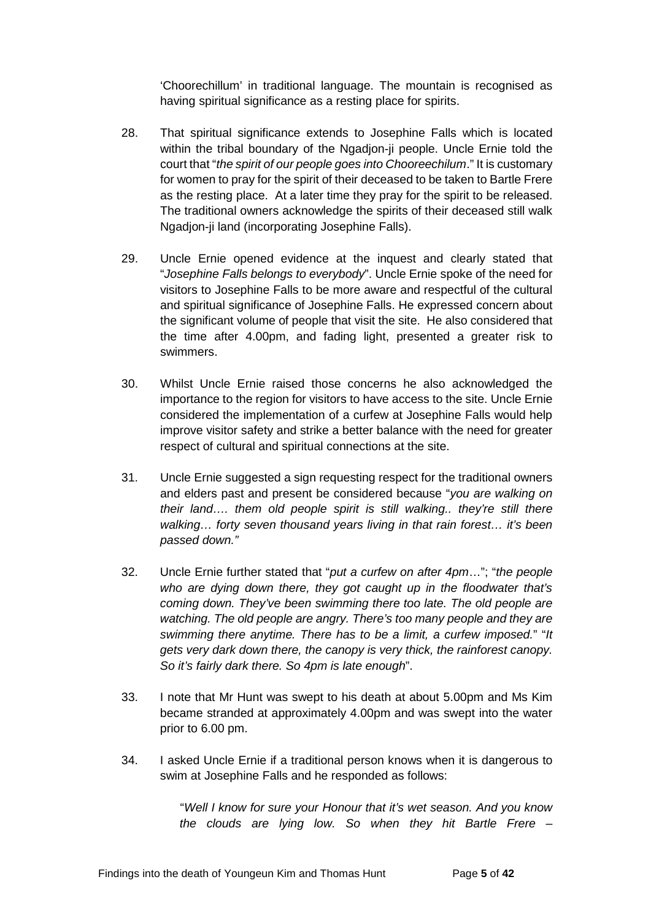'Choorechillum' in traditional language. The mountain is recognised as having spiritual significance as a resting place for spirits.

28. That spiritual significance extends to Josephine Falls which is located within the tribal boundary of the Ngadjon-ji people. Uncle Ernie told the court that "*the spirit of our people goes into Chooreechilum*." It is customary for women to pray for the spirit of their deceased to be taken to Bartle Frere as the resting place. At a later time they pray for the spirit to be released. The traditional owners acknowledge the spirits of their deceased still walk Ngadjon-ji land (incorporating Josephine Falls).

29. Uncle Ernie opened evidence at the inquest and clearly stated that "*Josephine Falls belongs to everybody*". Uncle Ernie spoke of the need for visitors to Josephine Falls to be more aware and respectful of the cultural and spiritual significance of Josephine Falls. He expressed concern about the significant volume of people that visit the site. He also considered that the time after 4.00pm, and fading light, presented a greater risk to swimmers.

30. Whilst Uncle Ernie raised those concerns he also acknowledged the importance to the region for visitors to have access to the site. Uncle Ernie considered the implementation of a curfew at Josephine Falls would help improve visitor safety and strike a better balance with the need for greater respect of cultural and spiritual connections at the site.

31. Uncle Ernie suggested a sign requesting respect for the traditional owners and elders past and present be considered because "*you are walking on their land…. them old people spirit is still walking.. they're still there walking… forty seven thousand years living in that rain forest… it's been passed down."*

32. Uncle Ernie further stated that "*put a curfew on after 4pm*…"; "*the people who are dying down there, they got caught up in the floodwater that's coming down. They've been swimming there too late. The old people are watching. The old people are angry. There's too many people and they are swimming there anytime. There has to be a limit, a curfew imposed.*" "*It gets very dark down there, the canopy is very thick, the rainforest canopy. So it's fairly dark there. So 4pm is late enough*".

33. I note that Mr Hunt was swept to his death at about 5.00pm and Ms Kim became stranded at approximately 4.00pm and was swept into the water prior to 6.00 pm.

34. I asked Uncle Ernie if a traditional person knows when it is dangerous to swim at Josephine Falls and he responded as follows:

> "*Well I know for sure your Honour that it's wet season. And you know the clouds are lying low. So when they hit Bartle Frere –*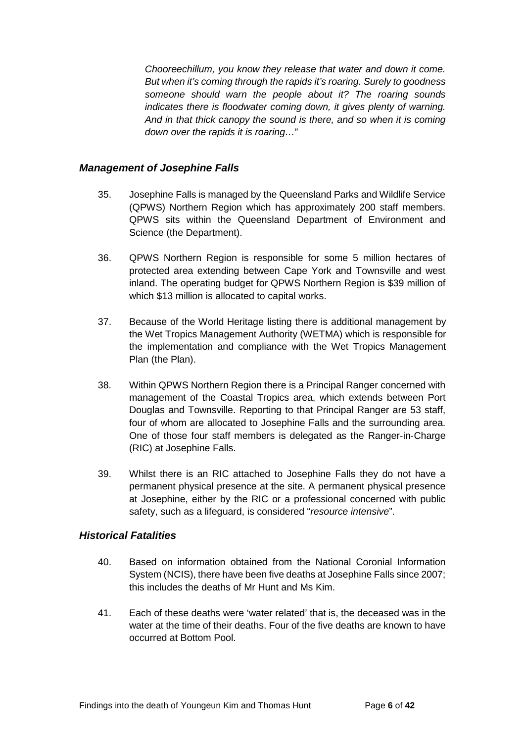*Chooreechillum, you know they release that water and down it come. But when it's coming through the rapids it's roaring. Surely to goodness someone should warn the people about it? The roaring sounds indicates there is floodwater coming down, it gives plenty of warning. And in that thick canopy the sound is there, and so when it is coming down over the rapids it is roaring…*"

### *Management of Josephine Falls*

35. Josephine Falls is managed by the Queensland Parks and Wildlife Service (QPWS) Northern Region which has approximately 200 staff members. QPWS sits within the Queensland Department of Environment and Science (the Department).

36. QPWS Northern Region is responsible for some 5 million hectares of protected area extending between Cape York and Townsville and west inland. The operating budget for QPWS Northern Region is $39 million of which $13 million is allocated to capital works.

37. Because of the World Heritage listing there is additional management by the Wet Tropics Management Authority (WETMA) which is responsible for the implementation and compliance with the Wet Tropics Management Plan (the Plan).

38. Within QPWS Northern Region there is a Principal Ranger concerned with management of the Coastal Tropics area, which extends between Port Douglas and Townsville. Reporting to that Principal Ranger are 53 staff, four of whom are allocated to Josephine Falls and the surrounding area. One of those four staff members is delegated as the Ranger-in-Charge (RIC) at Josephine Falls.

39. Whilst there is an RIC attached to Josephine Falls they do not have a permanent physical presence at the site. A permanent physical presence at Josephine, either by the RIC or a professional concerned with public safety, such as a lifeguard, is considered "*resource intensive*".

### *Historical Fatalities*

40. Based on information obtained from the National Coronial Information System (NCIS), there have been five deaths at Josephine Falls since 2007; this includes the deaths of Mr Hunt and Ms Kim.

41. Each of these deaths were 'water related' that is, the deceased was in the water at the time of their deaths. Four of the five deaths are known to have occurred at Bottom Pool.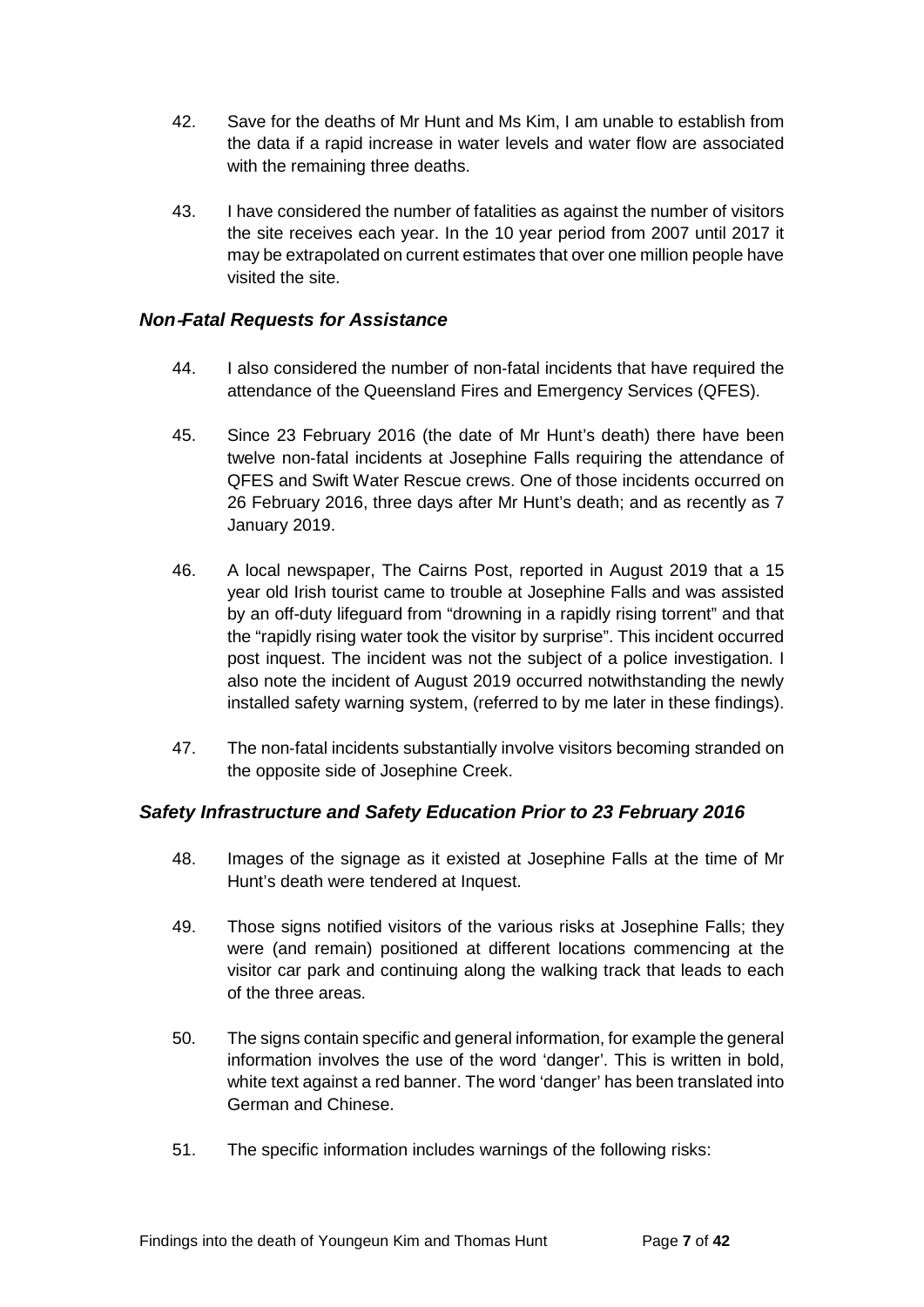42. Save for the deaths of Mr Hunt and Ms Kim, I am unable to establish from the data if a rapid increase in water levels and water flow are associated with the remaining three deaths.

43. I have considered the number of fatalities as against the number of visitors the site receives each year. In the 10 year period from 2007 until 2017 it may be extrapolated on current estimates that over one million people have visited the site.

### *Non-Fatal Requests for Assistance*

44. I also considered the number of non-fatal incidents that have required the attendance of the Queensland Fires and Emergency Services (QFES).

45. Since 23 February 2016 (the date of Mr Hunt's death) there have been twelve non-fatal incidents at Josephine Falls requiring the attendance of QFES and Swift Water Rescue crews. One of those incidents occurred on 26 February 2016, three days after Mr Hunt's death; and as recently as 7 January 2019.

46. A local newspaper, The Cairns Post, reported in August 2019 that a 15 year old Irish tourist came to trouble at Josephine Falls and was assisted by an off-duty lifeguard from "drowning in a rapidly rising torrent" and that the "rapidly rising water took the visitor by surprise". This incident occurred post inquest. The incident was not the subject of a police investigation. I also note the incident of August 2019 occurred notwithstanding the newly installed safety warning system, (referred to by me later in these findings).

47. The non-fatal incidents substantially involve visitors becoming stranded on the opposite side of Josephine Creek.

### *Safety Infrastructure and Safety Education Prior to 23 February 2016*

48. Images of the signage as it existed at Josephine Falls at the time of Mr Hunt's death were tendered at Inquest.

49. Those signs notified visitors of the various risks at Josephine Falls; they were (and remain) positioned at different locations commencing at the visitor car park and continuing along the walking track that leads to each of the three areas.

50. The signs contain specific and general information, for example the general information involves the use of the word 'danger'. This is written in bold, white text against a red banner. The word 'danger' has been translated into German and Chinese.

51. The specific information includes warnings of the following risks: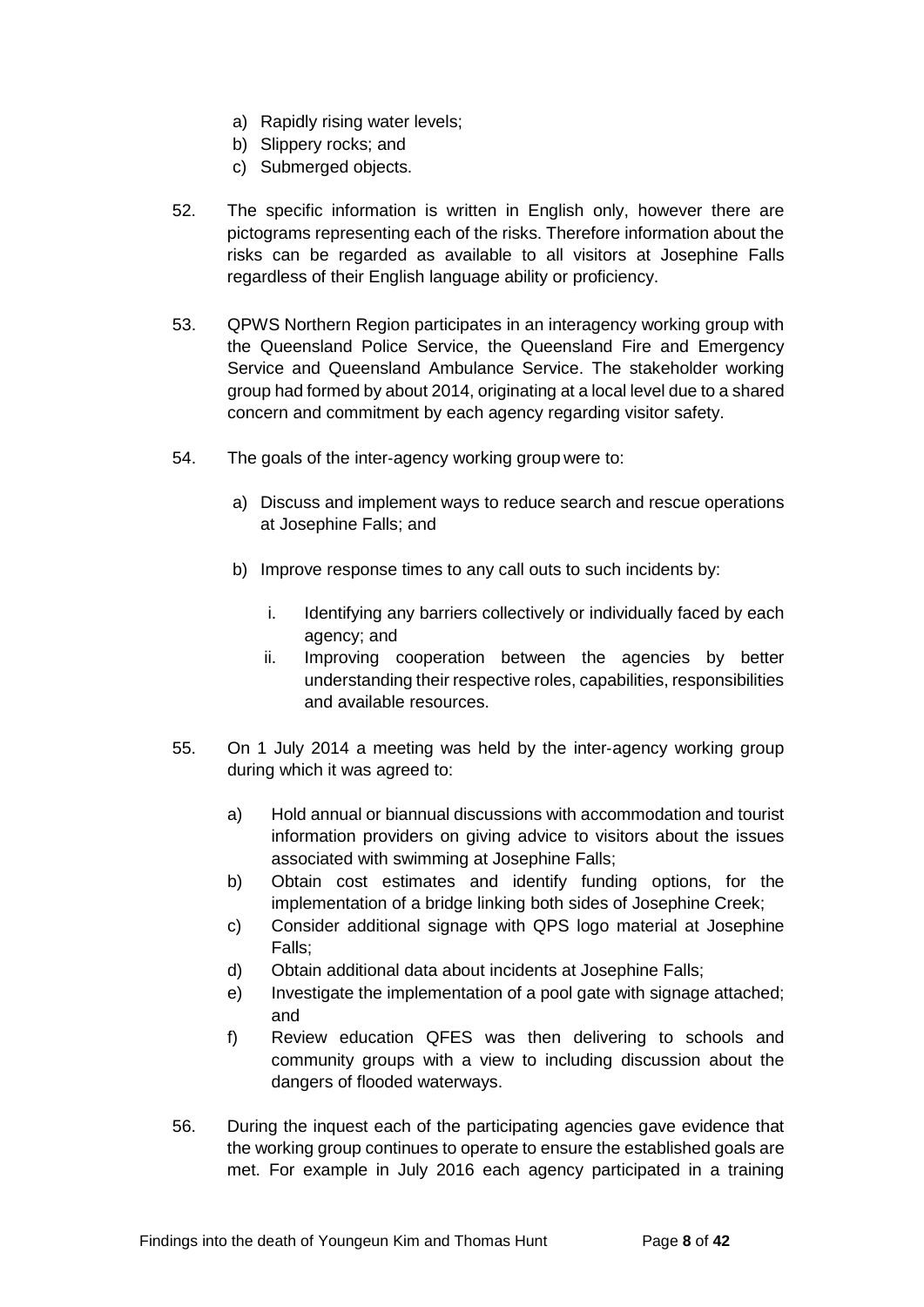a) Rapidly rising water levels;
b) Slippery rocks; and
c) Submerged objects.

52. The specific information is written in English only, however there are pictograms representing each of the risks. Therefore information about the risks can be regarded as available to all visitors at Josephine Falls regardless of their English language ability or proficiency.

53. QPWS Northern Region participates in an interagency working group with the Queensland Police Service, the Queensland Fire and Emergency Service and Queensland Ambulance Service. The stakeholder working group had formed by about 2014, originating at a local level due to a shared concern and commitment by each agency regarding visitor safety.

54. The goals of the inter-agency working group were to:

    a) Discuss and implement ways to reduce search and rescue operations at Josephine Falls; and

    b) Improve response times to any call outs to such incidents by:

        i. Identifying any barriers collectively or individually faced by each agency; and
        ii. Improving cooperation between the agencies by better understanding their respective roles, capabilities, responsibilities and available resources.

55. On 1 July 2014 a meeting was held by the inter-agency working group during which it was agreed to:

    a) Hold annual or biannual discussions with accommodation and tourist information providers on giving advice to visitors about the issues associated with swimming at Josephine Falls;
    b) Obtain cost estimates and identify funding options, for the implementation of a bridge linking both sides of Josephine Creek;
    c) Consider additional signage with QPS logo material at Josephine Falls;
    d) Obtain additional data about incidents at Josephine Falls;
    e) Investigate the implementation of a pool gate with signage attached; and
    f) Review education QFES was then delivering to schools and community groups with a view to including discussion about the dangers of flooded waterways.

56. During the inquest each of the participating agencies gave evidence that the working group continues to operate to ensure the established goals are met. For example in July 2016 each agency participated in a training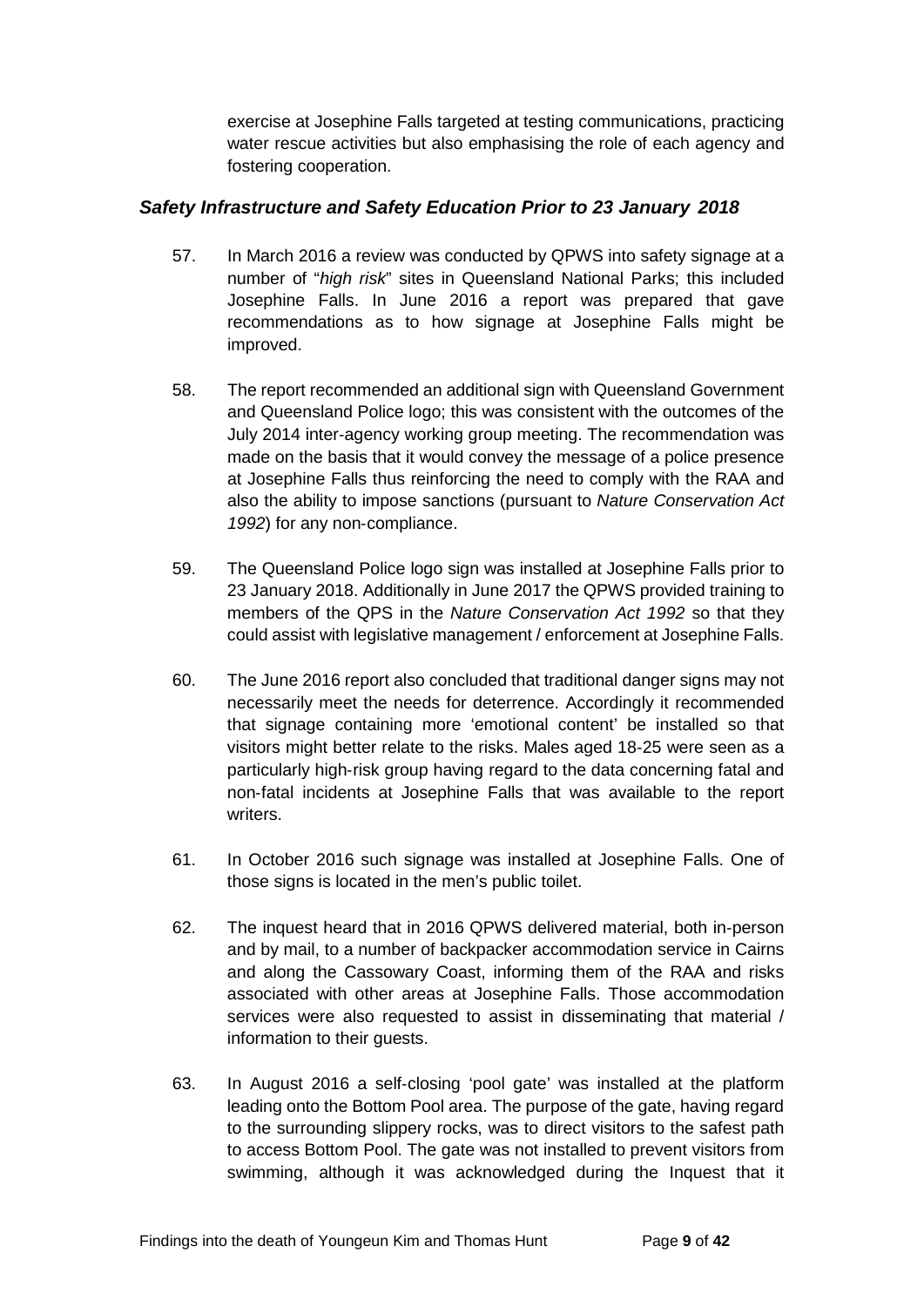exercise at Josephine Falls targeted at testing communications, practicing water rescue activities but also emphasising the role of each agency and fostering cooperation.

### *Safety Infrastructure and Safety Education Prior to 23 January 2018*

57. In March 2016 a review was conducted by QPWS into safety signage at a number of "*high risk*" sites in Queensland National Parks; this included Josephine Falls. In June 2016 a report was prepared that gave recommendations as to how signage at Josephine Falls might be improved.

58. The report recommended an additional sign with Queensland Government and Queensland Police logo; this was consistent with the outcomes of the July 2014 inter-agency working group meeting. The recommendation was made on the basis that it would convey the message of a police presence at Josephine Falls thus reinforcing the need to comply with the RAA and also the ability to impose sanctions (pursuant to *Nature Conservation Act 1992*) for any non-compliance.

59. The Queensland Police logo sign was installed at Josephine Falls prior to 23 January 2018. Additionally in June 2017 the QPWS provided training to members of the QPS in the *Nature Conservation Act 1992* so that they could assist with legislative management / enforcement at Josephine Falls.

60. The June 2016 report also concluded that traditional danger signs may not necessarily meet the needs for deterrence. Accordingly it recommended that signage containing more 'emotional content' be installed so that visitors might better relate to the risks. Males aged 18-25 were seen as a particularly high-risk group having regard to the data concerning fatal and non-fatal incidents at Josephine Falls that was available to the report writers.

61. In October 2016 such signage was installed at Josephine Falls. One of those signs is located in the men's public toilet.

62. The inquest heard that in 2016 QPWS delivered material, both in-person and by mail, to a number of backpacker accommodation service in Cairns and along the Cassowary Coast, informing them of the RAA and risks associated with other areas at Josephine Falls. Those accommodation services were also requested to assist in disseminating that material / information to their guests.

63. In August 2016 a self-closing 'pool gate' was installed at the platform leading onto the Bottom Pool area. The purpose of the gate, having regard to the surrounding slippery rocks, was to direct visitors to the safest path to access Bottom Pool. The gate was not installed to prevent visitors from swimming, although it was acknowledged during the Inquest that it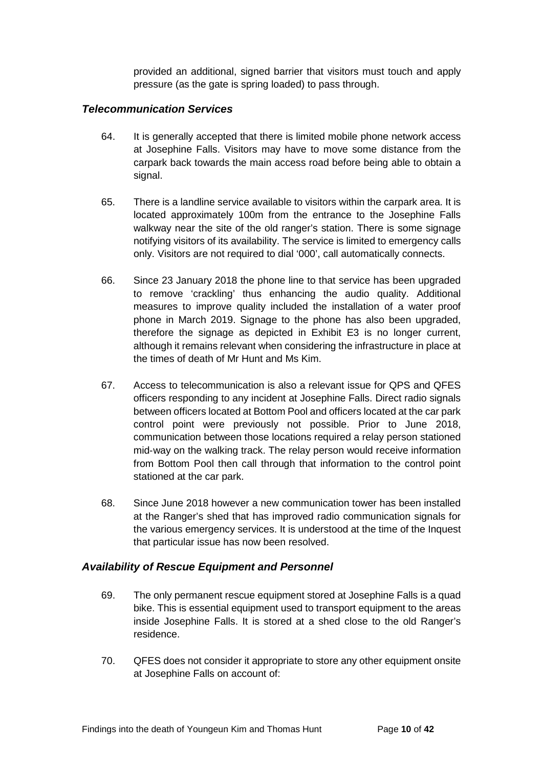provided an additional, signed barrier that visitors must touch and apply pressure (as the gate is spring loaded) to pass through.

### *Telecommunication Services*

64. It is generally accepted that there is limited mobile phone network access at Josephine Falls. Visitors may have to move some distance from the carpark back towards the main access road before being able to obtain a signal.

65. There is a landline service available to visitors within the carpark area. It is located approximately 100m from the entrance to the Josephine Falls walkway near the site of the old ranger's station. There is some signage notifying visitors of its availability. The service is limited to emergency calls only. Visitors are not required to dial '000', call automatically connects.

66. Since 23 January 2018 the phone line to that service has been upgraded to remove 'crackling' thus enhancing the audio quality. Additional measures to improve quality included the installation of a water proof phone in March 2019. Signage to the phone has also been upgraded, therefore the signage as depicted in Exhibit E3 is no longer current, although it remains relevant when considering the infrastructure in place at the times of death of Mr Hunt and Ms Kim.

67. Access to telecommunication is also a relevant issue for QPS and QFES officers responding to any incident at Josephine Falls. Direct radio signals between officers located at Bottom Pool and officers located at the car park control point were previously not possible. Prior to June 2018, communication between those locations required a relay person stationed mid-way on the walking track. The relay person would receive information from Bottom Pool then call through that information to the control point stationed at the car park.

68. Since June 2018 however a new communication tower has been installed at the Ranger's shed that has improved radio communication signals for the various emergency services. It is understood at the time of the Inquest that particular issue has now been resolved.

### *Availability of Rescue Equipment and Personnel*

69. The only permanent rescue equipment stored at Josephine Falls is a quad bike. This is essential equipment used to transport equipment to the areas inside Josephine Falls. It is stored at a shed close to the old Ranger's residence.

70. QFES does not consider it appropriate to store any other equipment onsite at Josephine Falls on account of: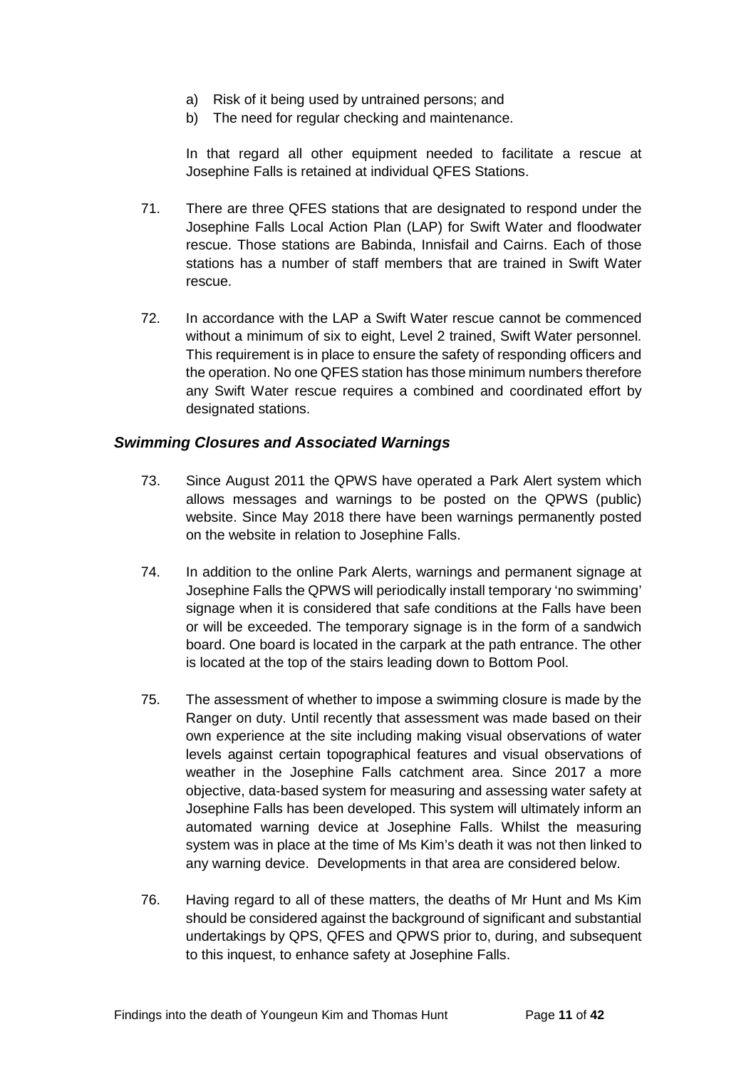a) Risk of it being used by untrained persons; and
b) The need for regular checking and maintenance.

In that regard all other equipment needed to facilitate a rescue at Josephine Falls is retained at individual QFES Stations.

71. There are three QFES stations that are designated to respond under the Josephine Falls Local Action Plan (LAP) for Swift Water and floodwater rescue. Those stations are Babinda, Innisfail and Cairns. Each of those stations has a number of staff members that are trained in Swift Water rescue.

72. In accordance with the LAP a Swift Water rescue cannot be commenced without a minimum of six to eight, Level 2 trained, Swift Water personnel. This requirement is in place to ensure the safety of responding officers and the operation. No one QFES station has those minimum numbers therefore any Swift Water rescue requires a combined and coordinated effort by designated stations.

### *Swimming Closures and Associated Warnings*

73. Since August 2011 the QPWS have operated a Park Alert system which allows messages and warnings to be posted on the QPWS (public) website. Since May 2018 there have been warnings permanently posted on the website in relation to Josephine Falls.

74. In addition to the online Park Alerts, warnings and permanent signage at Josephine Falls the QPWS will periodically install temporary 'no swimming' signage when it is considered that safe conditions at the Falls have been or will be exceeded. The temporary signage is in the form of a sandwich board. One board is located in the carpark at the path entrance. The other is located at the top of the stairs leading down to Bottom Pool.

75. The assessment of whether to impose a swimming closure is made by the Ranger on duty. Until recently that assessment was made based on their own experience at the site including making visual observations of water levels against certain topographical features and visual observations of weather in the Josephine Falls catchment area. Since 2017 a more objective, data-based system for measuring and assessing water safety at Josephine Falls has been developed. This system will ultimately inform an automated warning device at Josephine Falls. Whilst the measuring system was in place at the time of Ms Kim's death it was not then linked to any warning device. Developments in that area are considered below.

76. Having regard to all of these matters, the deaths of Mr Hunt and Ms Kim should be considered against the background of significant and substantial undertakings by QPS, QFES and QPWS prior to, during, and subsequent to this inquest, to enhance safety at Josephine Falls.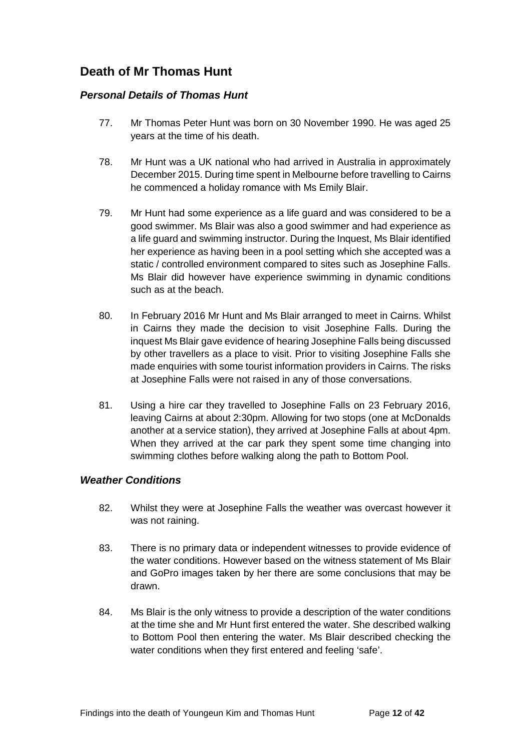## Death of Mr Thomas Hunt

### *Personal Details of Thomas Hunt*

77. Mr Thomas Peter Hunt was born on 30 November 1990. He was aged 25 years at the time of his death.

78. Mr Hunt was a UK national who had arrived in Australia in approximately December 2015. During time spent in Melbourne before travelling to Cairns he commenced a holiday romance with Ms Emily Blair.

79. Mr Hunt had some experience as a life guard and was considered to be a good swimmer. Ms Blair was also a good swimmer and had experience as a life guard and swimming instructor. During the Inquest, Ms Blair identified her experience as having been in a pool setting which she accepted was a static / controlled environment compared to sites such as Josephine Falls. Ms Blair did however have experience swimming in dynamic conditions such as at the beach.

80. In February 2016 Mr Hunt and Ms Blair arranged to meet in Cairns. Whilst in Cairns they made the decision to visit Josephine Falls. During the inquest Ms Blair gave evidence of hearing Josephine Falls being discussed by other travellers as a place to visit. Prior to visiting Josephine Falls she made enquiries with some tourist information providers in Cairns. The risks at Josephine Falls were not raised in any of those conversations.

81. Using a hire car they travelled to Josephine Falls on 23 February 2016, leaving Cairns at about 2:30pm. Allowing for two stops (one at McDonalds another at a service station), they arrived at Josephine Falls at about 4pm. When they arrived at the car park they spent some time changing into swimming clothes before walking along the path to Bottom Pool.

### *Weather Conditions*

82. Whilst they were at Josephine Falls the weather was overcast however it was not raining.

83. There is no primary data or independent witnesses to provide evidence of the water conditions. However based on the witness statement of Ms Blair and GoPro images taken by her there are some conclusions that may be drawn.

84. Ms Blair is the only witness to provide a description of the water conditions at the time she and Mr Hunt first entered the water. She described walking to Bottom Pool then entering the water. Ms Blair described checking the water conditions when they first entered and feeling 'safe'.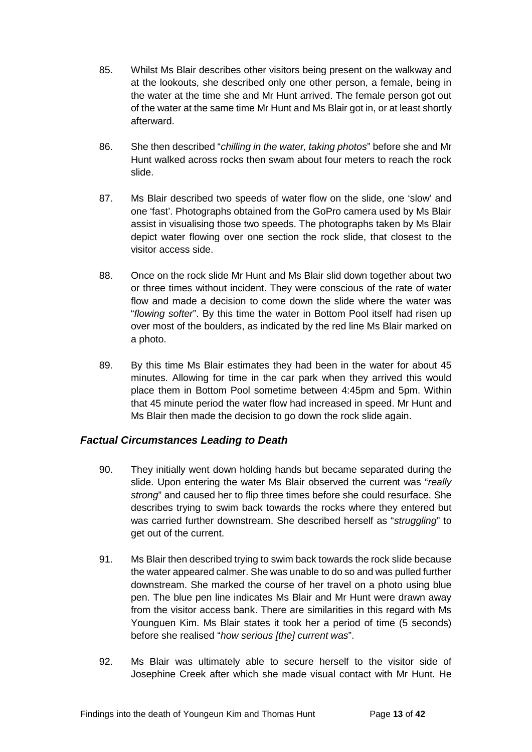85. Whilst Ms Blair describes other visitors being present on the walkway and at the lookouts, she described only one other person, a female, being in the water at the time she and Mr Hunt arrived. The female person got out of the water at the same time Mr Hunt and Ms Blair got in, or at least shortly afterward.

86. She then described "*chilling in the water, taking photos*" before she and Mr Hunt walked across rocks then swam about four meters to reach the rock slide.

87. Ms Blair described two speeds of water flow on the slide, one 'slow' and one 'fast'. Photographs obtained from the GoPro camera used by Ms Blair assist in visualising those two speeds. The photographs taken by Ms Blair depict water flowing over one section the rock slide, that closest to the visitor access side.

88. Once on the rock slide Mr Hunt and Ms Blair slid down together about two or three times without incident. They were conscious of the rate of water flow and made a decision to come down the slide where the water was "*flowing softer*". By this time the water in Bottom Pool itself had risen up over most of the boulders, as indicated by the red line Ms Blair marked on a photo.

89. By this time Ms Blair estimates they had been in the water for about 45 minutes. Allowing for time in the car park when they arrived this would place them in Bottom Pool sometime between 4:45pm and 5pm. Within that 45 minute period the water flow had increased in speed. Mr Hunt and Ms Blair then made the decision to go down the rock slide again.

### *Factual Circumstances Leading to Death*

90. They initially went down holding hands but became separated during the slide. Upon entering the water Ms Blair observed the current was "*really strong*" and caused her to flip three times before she could resurface. She describes trying to swim back towards the rocks where they entered but was carried further downstream. She described herself as "*struggling*" to get out of the current.

91. Ms Blair then described trying to swim back towards the rock slide because the water appeared calmer. She was unable to do so and was pulled further downstream. She marked the course of her travel on a photo using blue pen. The blue pen line indicates Ms Blair and Mr Hunt were drawn away from the visitor access bank. There are similarities in this regard with Ms Younguen Kim. Ms Blair states it took her a period of time (5 seconds) before she realised "*how serious [the] current was*".

92. Ms Blair was ultimately able to secure herself to the visitor side of Josephine Creek after which she made visual contact with Mr Hunt. He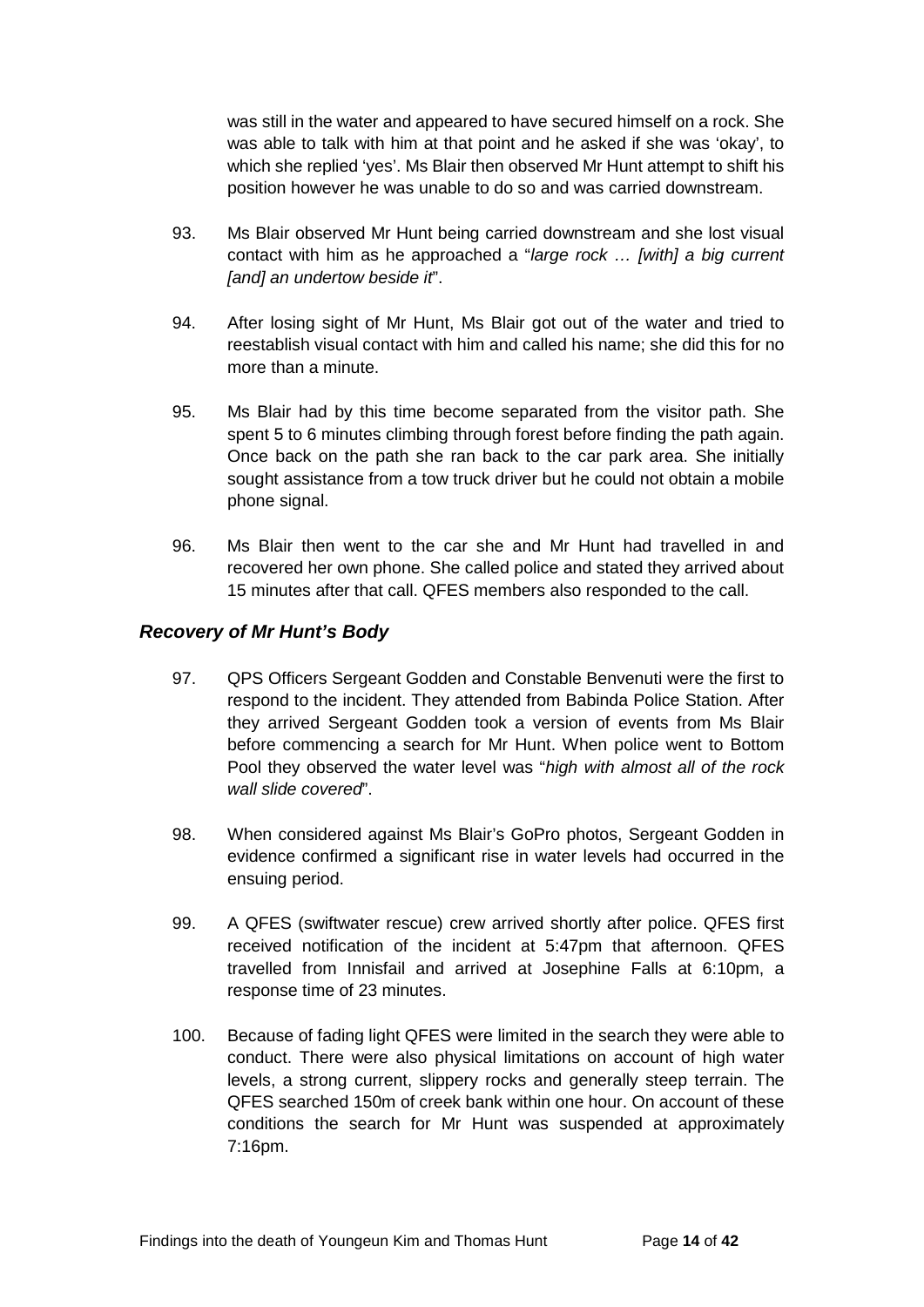was still in the water and appeared to have secured himself on a rock. She was able to talk with him at that point and he asked if she was 'okay', to which she replied 'yes'. Ms Blair then observed Mr Hunt attempt to shift his position however he was unable to do so and was carried downstream.

93. Ms Blair observed Mr Hunt being carried downstream and she lost visual contact with him as he approached a "*large rock … [with] a big current [and] an undertow beside it*".

94. After losing sight of Mr Hunt, Ms Blair got out of the water and tried to reestablish visual contact with him and called his name; she did this for no more than a minute.

95. Ms Blair had by this time become separated from the visitor path. She spent 5 to 6 minutes climbing through forest before finding the path again. Once back on the path she ran back to the car park area. She initially sought assistance from a tow truck driver but he could not obtain a mobile phone signal.

96. Ms Blair then went to the car she and Mr Hunt had travelled in and recovered her own phone. She called police and stated they arrived about 15 minutes after that call. QFES members also responded to the call.

### *Recovery of Mr Hunt's Body*

97. QPS Officers Sergeant Godden and Constable Benvenuti were the first to respond to the incident. They attended from Babinda Police Station. After they arrived Sergeant Godden took a version of events from Ms Blair before commencing a search for Mr Hunt. When police went to Bottom Pool they observed the water level was "*high with almost all of the rock wall slide covered*".

98. When considered against Ms Blair's GoPro photos, Sergeant Godden in evidence confirmed a significant rise in water levels had occurred in the ensuing period.

99. A QFES (swiftwater rescue) crew arrived shortly after police. QFES first received notification of the incident at 5:47pm that afternoon. QFES travelled from Innisfail and arrived at Josephine Falls at 6:10pm, a response time of 23 minutes.

100. Because of fading light QFES were limited in the search they were able to conduct. There were also physical limitations on account of high water levels, a strong current, slippery rocks and generally steep terrain. The QFES searched 150m of creek bank within one hour. On account of these conditions the search for Mr Hunt was suspended at approximately 7:16pm.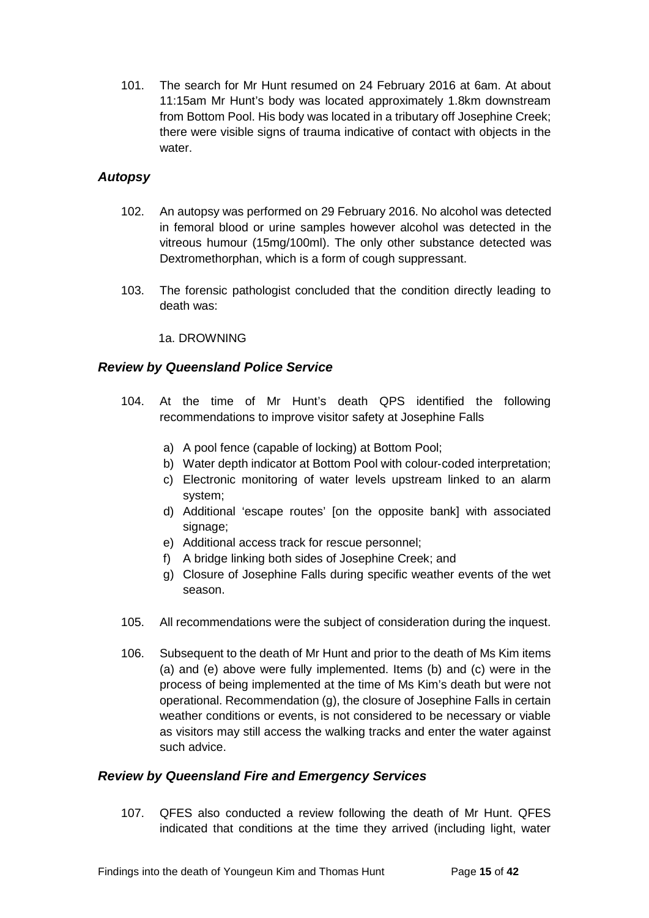101. The search for Mr Hunt resumed on 24 February 2016 at 6am. At about 11:15am Mr Hunt's body was located approximately 1.8km downstream from Bottom Pool. His body was located in a tributary off Josephine Creek; there were visible signs of trauma indicative of contact with objects in the water.

### *Autopsy*

102. An autopsy was performed on 29 February 2016. No alcohol was detected in femoral blood or urine samples however alcohol was detected in the vitreous humour (15mg/100ml). The only other substance detected was Dextromethorphan, which is a form of cough suppressant.

103. The forensic pathologist concluded that the condition directly leading to death was:

1a. DROWNING

### *Review by Queensland Police Service*

104. At the time of Mr Hunt's death QPS identified the following recommendations to improve visitor safety at Josephine Falls

   a) A pool fence (capable of locking) at Bottom Pool;
   b) Water depth indicator at Bottom Pool with colour-coded interpretation;
   c) Electronic monitoring of water levels upstream linked to an alarm system;
   d) Additional 'escape routes' [on the opposite bank] with associated signage;
   e) Additional access track for rescue personnel;
   f) A bridge linking both sides of Josephine Creek; and
   g) Closure of Josephine Falls during specific weather events of the wet season.

105. All recommendations were the subject of consideration during the inquest.

106. Subsequent to the death of Mr Hunt and prior to the death of Ms Kim items (a) and (e) above were fully implemented. Items (b) and (c) were in the process of being implemented at the time of Ms Kim's death but were not operational. Recommendation (g), the closure of Josephine Falls in certain weather conditions or events, is not considered to be necessary or viable as visitors may still access the walking tracks and enter the water against such advice.

### *Review by Queensland Fire and Emergency Services*

107. QFES also conducted a review following the death of Mr Hunt. QFES indicated that conditions at the time they arrived (including light, water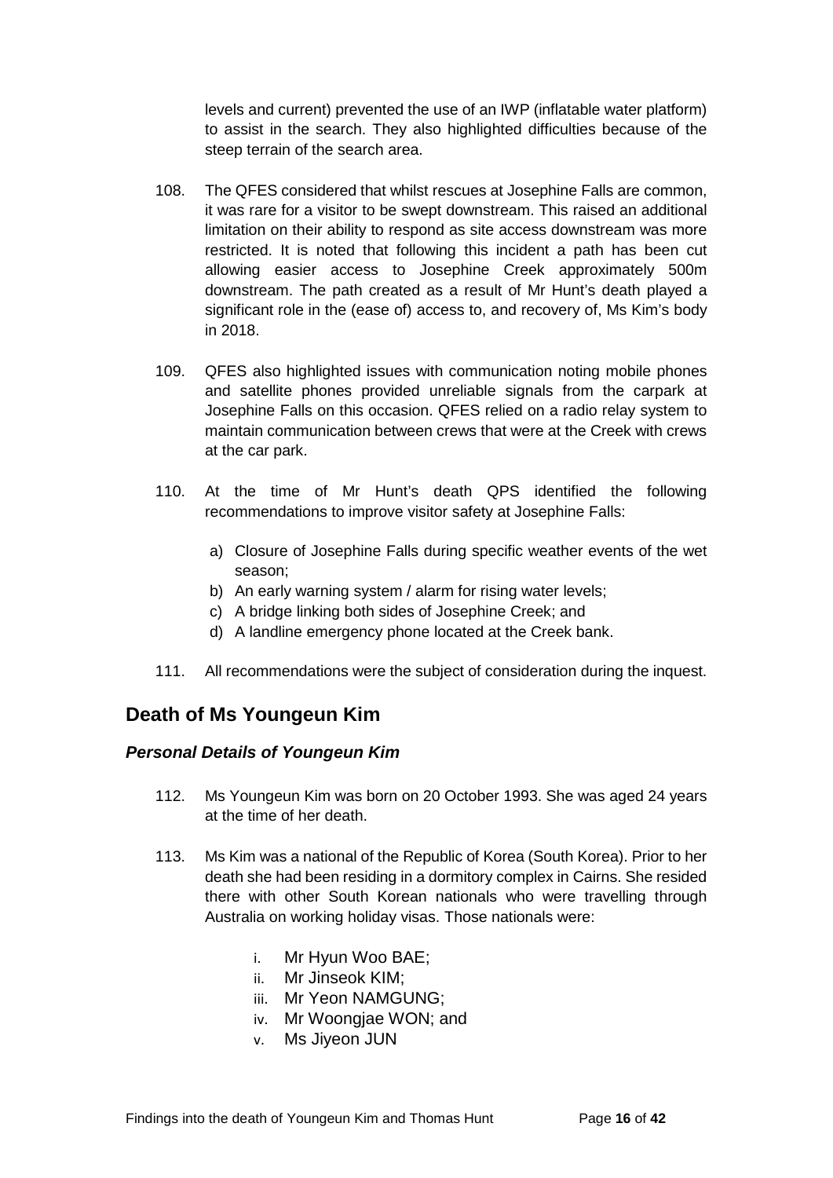levels and current) prevented the use of an IWP (inflatable water platform) to assist in the search. They also highlighted difficulties because of the steep terrain of the search area.

108. The QFES considered that whilst rescues at Josephine Falls are common, it was rare for a visitor to be swept downstream. This raised an additional limitation on their ability to respond as site access downstream was more restricted. It is noted that following this incident a path has been cut allowing easier access to Josephine Creek approximately 500m downstream. The path created as a result of Mr Hunt's death played a significant role in the (ease of) access to, and recovery of, Ms Kim's body in 2018.

109. QFES also highlighted issues with communication noting mobile phones and satellite phones provided unreliable signals from the carpark at Josephine Falls on this occasion. QFES relied on a radio relay system to maintain communication between crews that were at the Creek with crews at the car park.

110. At the time of Mr Hunt's death QPS identified the following recommendations to improve visitor safety at Josephine Falls:

    a) Closure of Josephine Falls during specific weather events of the wet season;
    b) An early warning system / alarm for rising water levels;
    c) A bridge linking both sides of Josephine Creek; and
    d) A landline emergency phone located at the Creek bank.

111. All recommendations were the subject of consideration during the inquest.

## Death of Ms Youngeun Kim

### *Personal Details of Youngeun Kim*

112. Ms Youngeun Kim was born on 20 October 1993. She was aged 24 years at the time of her death.

113. Ms Kim was a national of the Republic of Korea (South Korea). Prior to her death she had been residing in a dormitory complex in Cairns. She resided there with other South Korean nationals who were travelling through Australia on working holiday visas. Those nationals were:

    i. Mr Hyun Woo BAE;
    ii. Mr Jinseok KIM;
    iii. Mr Yeon NAMGUNG;
    iv. Mr Woongjae WON; and
    v. Ms Jiyeon JUN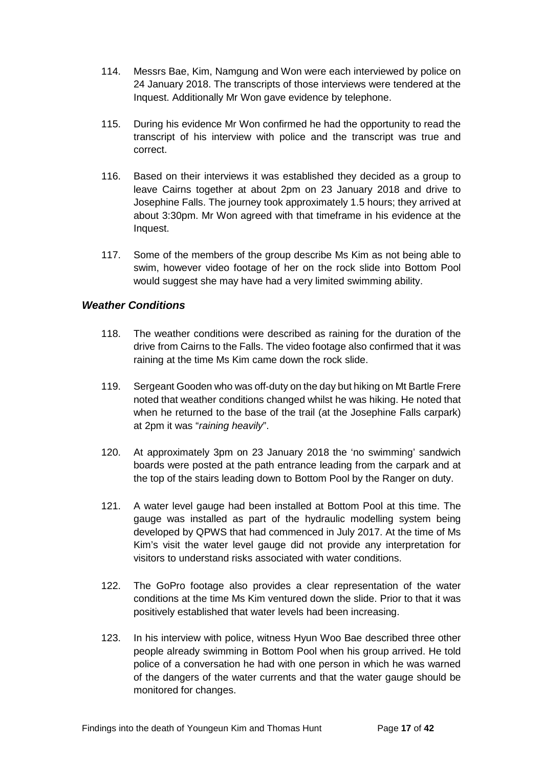114. Messrs Bae, Kim, Namgung and Won were each interviewed by police on 24 January 2018. The transcripts of those interviews were tendered at the Inquest. Additionally Mr Won gave evidence by telephone.

115. During his evidence Mr Won confirmed he had the opportunity to read the transcript of his interview with police and the transcript was true and correct.

116. Based on their interviews it was established they decided as a group to leave Cairns together at about 2pm on 23 January 2018 and drive to Josephine Falls. The journey took approximately 1.5 hours; they arrived at about 3:30pm. Mr Won agreed with that timeframe in his evidence at the Inquest.

117. Some of the members of the group describe Ms Kim as not being able to swim, however video footage of her on the rock slide into Bottom Pool would suggest she may have had a very limited swimming ability.

### *Weather Conditions*

118. The weather conditions were described as raining for the duration of the drive from Cairns to the Falls. The video footage also confirmed that it was raining at the time Ms Kim came down the rock slide.

119. Sergeant Gooden who was off-duty on the day but hiking on Mt Bartle Frere noted that weather conditions changed whilst he was hiking. He noted that when he returned to the base of the trail (at the Josephine Falls carpark) at 2pm it was "*raining heavily*".

120. At approximately 3pm on 23 January 2018 the 'no swimming' sandwich boards were posted at the path entrance leading from the carpark and at the top of the stairs leading down to Bottom Pool by the Ranger on duty.

121. A water level gauge had been installed at Bottom Pool at this time. The gauge was installed as part of the hydraulic modelling system being developed by QPWS that had commenced in July 2017. At the time of Ms Kim's visit the water level gauge did not provide any interpretation for visitors to understand risks associated with water conditions.

122. The GoPro footage also provides a clear representation of the water conditions at the time Ms Kim ventured down the slide. Prior to that it was positively established that water levels had been increasing.

123. In his interview with police, witness Hyun Woo Bae described three other people already swimming in Bottom Pool when his group arrived. He told police of a conversation he had with one person in which he was warned of the dangers of the water currents and that the water gauge should be monitored for changes.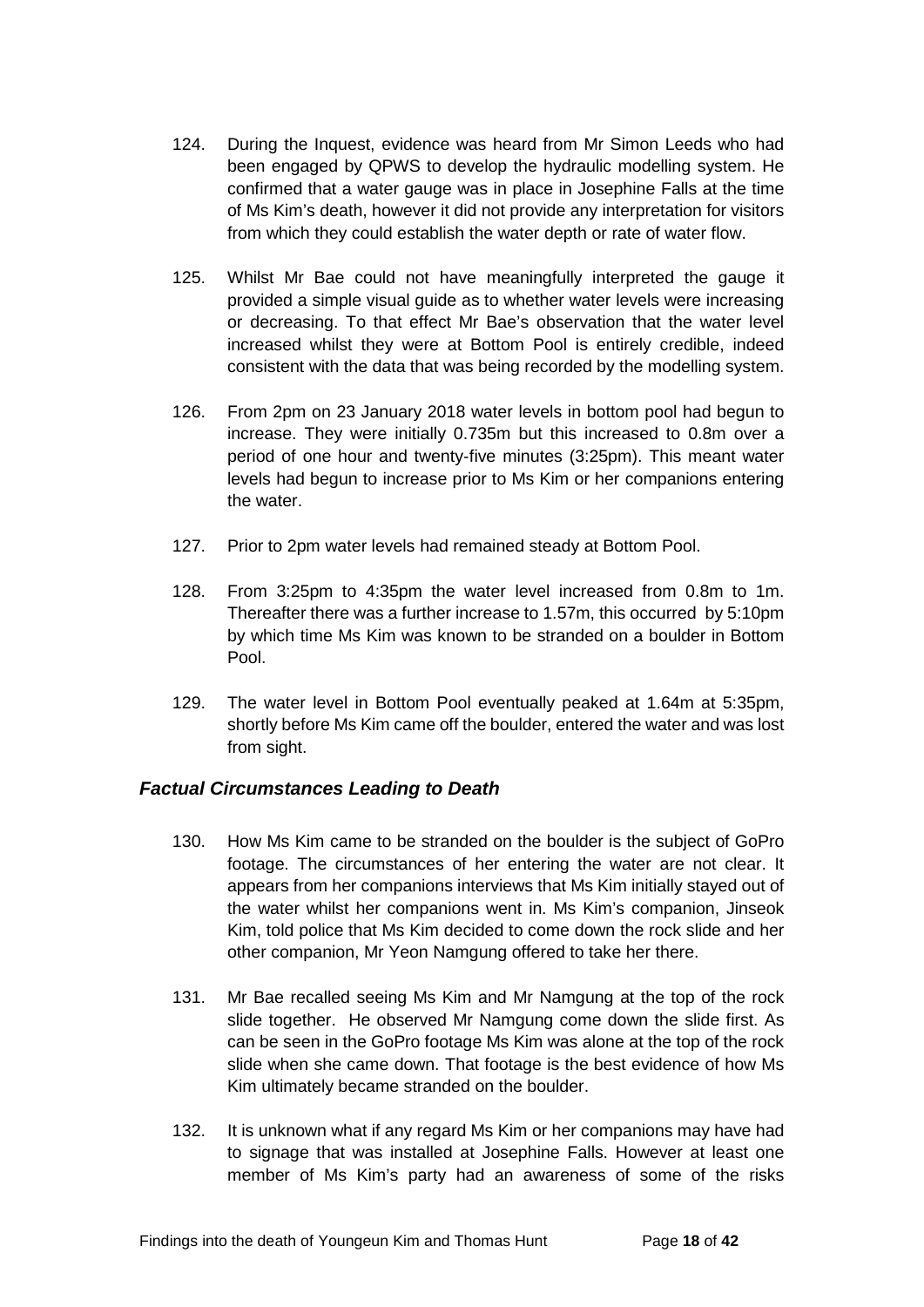124. During the Inquest, evidence was heard from Mr Simon Leeds who had been engaged by QPWS to develop the hydraulic modelling system. He confirmed that a water gauge was in place in Josephine Falls at the time of Ms Kim's death, however it did not provide any interpretation for visitors from which they could establish the water depth or rate of water flow.

125. Whilst Mr Bae could not have meaningfully interpreted the gauge it provided a simple visual guide as to whether water levels were increasing or decreasing. To that effect Mr Bae's observation that the water level increased whilst they were at Bottom Pool is entirely credible, indeed consistent with the data that was being recorded by the modelling system.

126. From 2pm on 23 January 2018 water levels in bottom pool had begun to increase. They were initially 0.735m but this increased to 0.8m over a period of one hour and twenty-five minutes (3:25pm). This meant water levels had begun to increase prior to Ms Kim or her companions entering the water.

127. Prior to 2pm water levels had remained steady at Bottom Pool.

128. From 3:25pm to 4:35pm the water level increased from 0.8m to 1m. Thereafter there was a further increase to 1.57m, this occurred by 5:10pm by which time Ms Kim was known to be stranded on a boulder in Bottom Pool.

129. The water level in Bottom Pool eventually peaked at 1.64m at 5:35pm, shortly before Ms Kim came off the boulder, entered the water and was lost from sight.

### *Factual Circumstances Leading to Death*

130. How Ms Kim came to be stranded on the boulder is the subject of GoPro footage. The circumstances of her entering the water are not clear. It appears from her companions interviews that Ms Kim initially stayed out of the water whilst her companions went in. Ms Kim's companion, Jinseok Kim, told police that Ms Kim decided to come down the rock slide and her other companion, Mr Yeon Namgung offered to take her there.

131. Mr Bae recalled seeing Ms Kim and Mr Namgung at the top of the rock slide together. He observed Mr Namgung come down the slide first. As can be seen in the GoPro footage Ms Kim was alone at the top of the rock slide when she came down. That footage is the best evidence of how Ms Kim ultimately became stranded on the boulder.

132. It is unknown what if any regard Ms Kim or her companions may have had to signage that was installed at Josephine Falls. However at least one member of Ms Kim's party had an awareness of some of the risks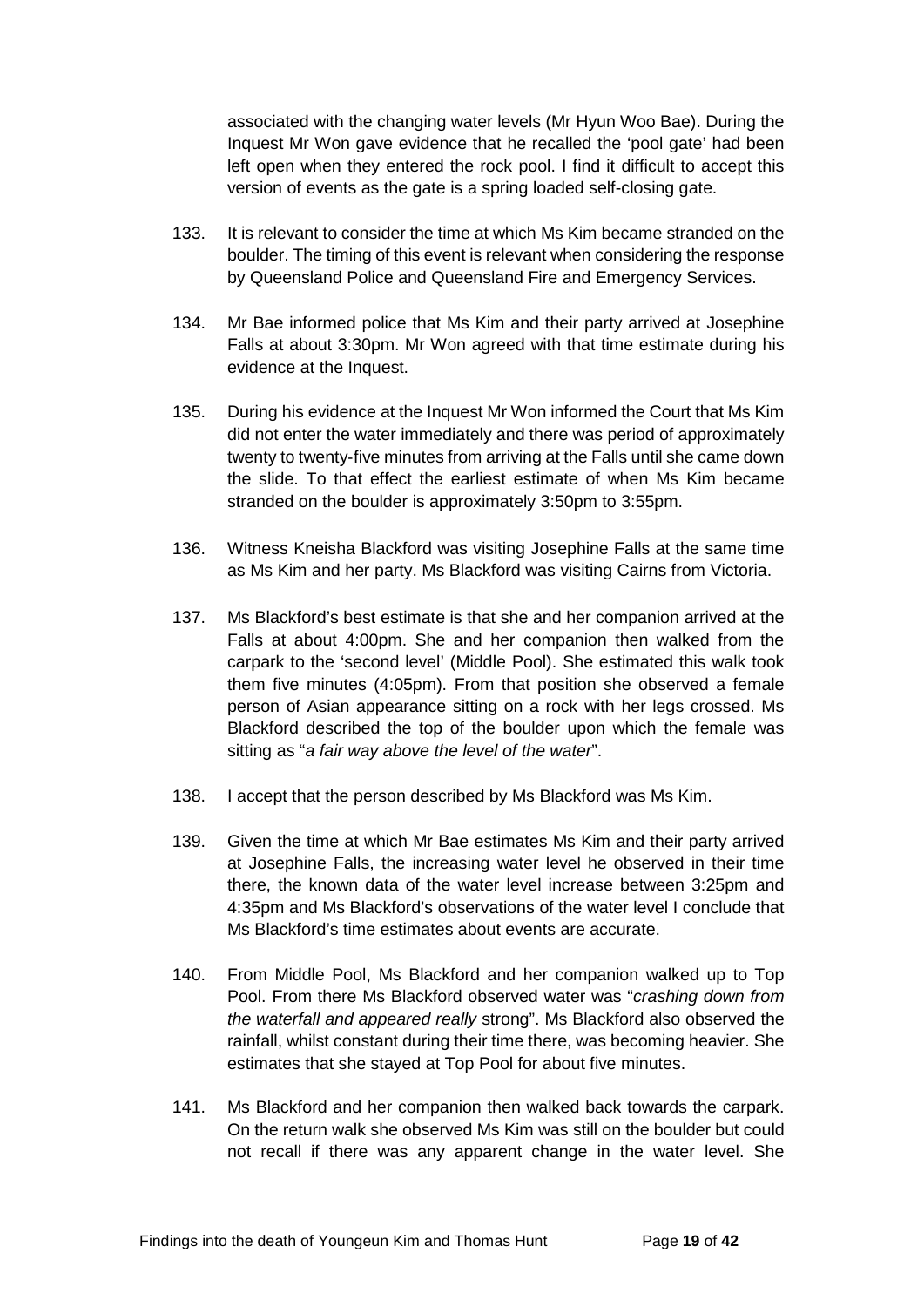associated with the changing water levels (Mr Hyun Woo Bae). During the Inquest Mr Won gave evidence that he recalled the 'pool gate' had been left open when they entered the rock pool. I find it difficult to accept this version of events as the gate is a spring loaded self-closing gate.

133. It is relevant to consider the time at which Ms Kim became stranded on the boulder. The timing of this event is relevant when considering the response by Queensland Police and Queensland Fire and Emergency Services.

134. Mr Bae informed police that Ms Kim and their party arrived at Josephine Falls at about 3:30pm. Mr Won agreed with that time estimate during his evidence at the Inquest.

135. During his evidence at the Inquest Mr Won informed the Court that Ms Kim did not enter the water immediately and there was period of approximately twenty to twenty-five minutes from arriving at the Falls until she came down the slide. To that effect the earliest estimate of when Ms Kim became stranded on the boulder is approximately 3:50pm to 3:55pm.

136. Witness Kneisha Blackford was visiting Josephine Falls at the same time as Ms Kim and her party. Ms Blackford was visiting Cairns from Victoria.

137. Ms Blackford's best estimate is that she and her companion arrived at the Falls at about 4:00pm. She and her companion then walked from the carpark to the 'second level' (Middle Pool). She estimated this walk took them five minutes (4:05pm). From that position she observed a female person of Asian appearance sitting on a rock with her legs crossed. Ms Blackford described the top of the boulder upon which the female was sitting as "*a fair way above the level of the water*".

138. I accept that the person described by Ms Blackford was Ms Kim.

139. Given the time at which Mr Bae estimates Ms Kim and their party arrived at Josephine Falls, the increasing water level he observed in their time there, the known data of the water level increase between 3:25pm and 4:35pm and Ms Blackford's observations of the water level I conclude that Ms Blackford's time estimates about events are accurate.

140. From Middle Pool, Ms Blackford and her companion walked up to Top Pool. From there Ms Blackford observed water was "*crashing down from the waterfall and appeared really* strong". Ms Blackford also observed the rainfall, whilst constant during their time there, was becoming heavier. She estimates that she stayed at Top Pool for about five minutes.

141. Ms Blackford and her companion then walked back towards the carpark. On the return walk she observed Ms Kim was still on the boulder but could not recall if there was any apparent change in the water level. She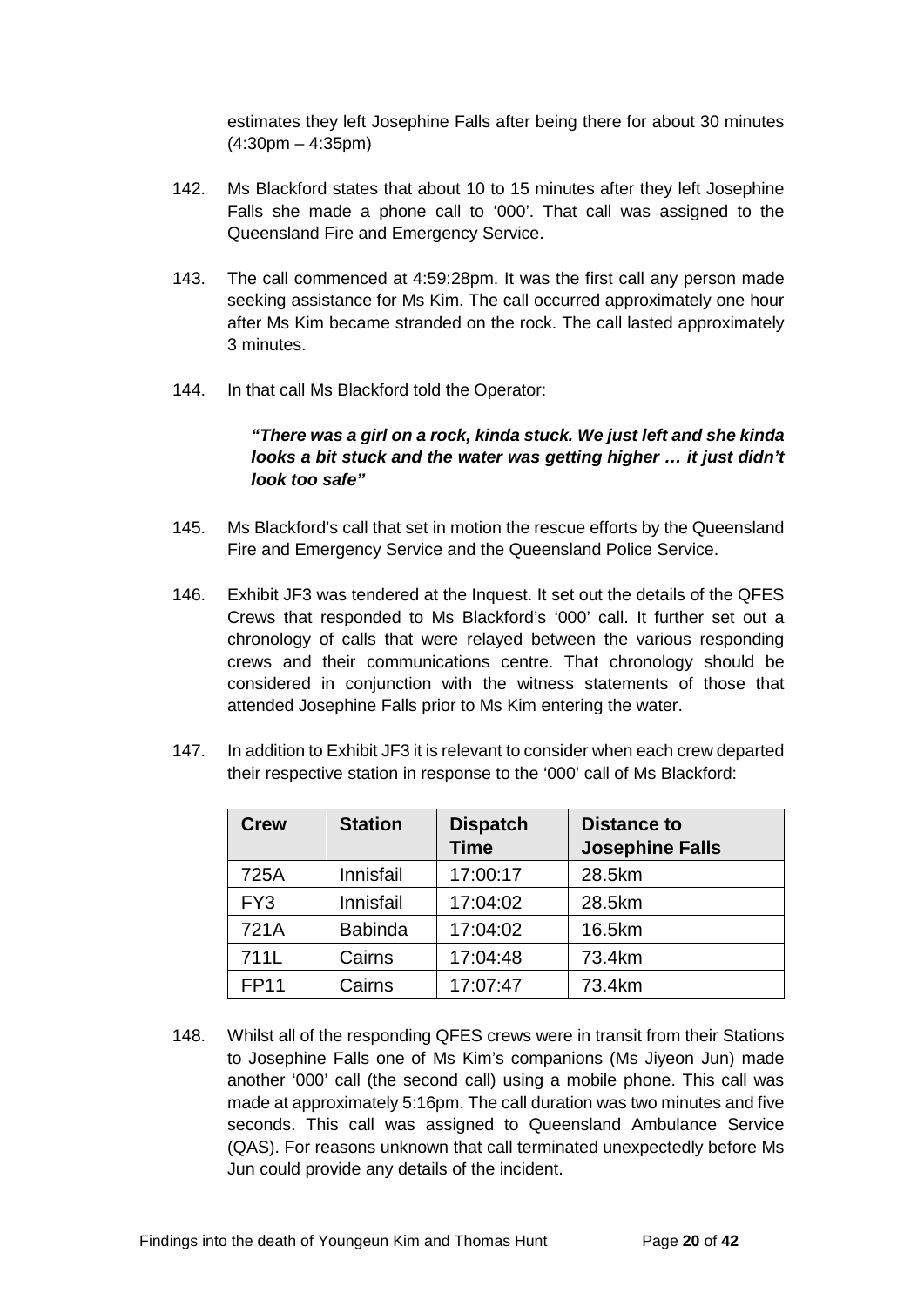estimates they left Josephine Falls after being there for about 30 minutes (4:30pm – 4:35pm)

142. Ms Blackford states that about 10 to 15 minutes after they left Josephine Falls she made a phone call to '000'. That call was assigned to the Queensland Fire and Emergency Service.

143. The call commenced at 4:59:28pm. It was the first call any person made seeking assistance for Ms Kim. The call occurred approximately one hour after Ms Kim became stranded on the rock. The call lasted approximately 3 minutes.

144. In that call Ms Blackford told the Operator:

> ***"There was a girl on a rock, kinda stuck. We just left and she kinda looks a bit stuck and the water was getting higher … it just didn't look too safe"***

145. Ms Blackford's call that set in motion the rescue efforts by the Queensland Fire and Emergency Service and the Queensland Police Service.

146. Exhibit JF3 was tendered at the Inquest. It set out the details of the QFES Crews that responded to Ms Blackford's '000' call. It further set out a chronology of calls that were relayed between the various responding crews and their communications centre. That chronology should be considered in conjunction with the witness statements of those that attended Josephine Falls prior to Ms Kim entering the water.

147. In addition to Exhibit JF3 it is relevant to consider when each crew departed their respective station in response to the '000' call of Ms Blackford:

| Crew | Station | Dispatch Time | Distance to Josephine Falls |
|---|---|---|---|
| 725A | Innisfail | 17:00:17 | 28.5km |
| FY3 | Innisfail | 17:04:02 | 28.5km |
| 721A | Babinda | 17:04:02 | 16.5km |
| 711L | Cairns | 17:04:48 | 73.4km |
| FP11 | Cairns | 17:07:47 | 73.4km |

148. Whilst all of the responding QFES crews were in transit from their Stations to Josephine Falls one of Ms Kim's companions (Ms Jiyeon Jun) made another '000' call (the second call) using a mobile phone. This call was made at approximately 5:16pm. The call duration was two minutes and five seconds. This call was assigned to Queensland Ambulance Service (QAS). For reasons unknown that call terminated unexpectedly before Ms Jun could provide any details of the incident.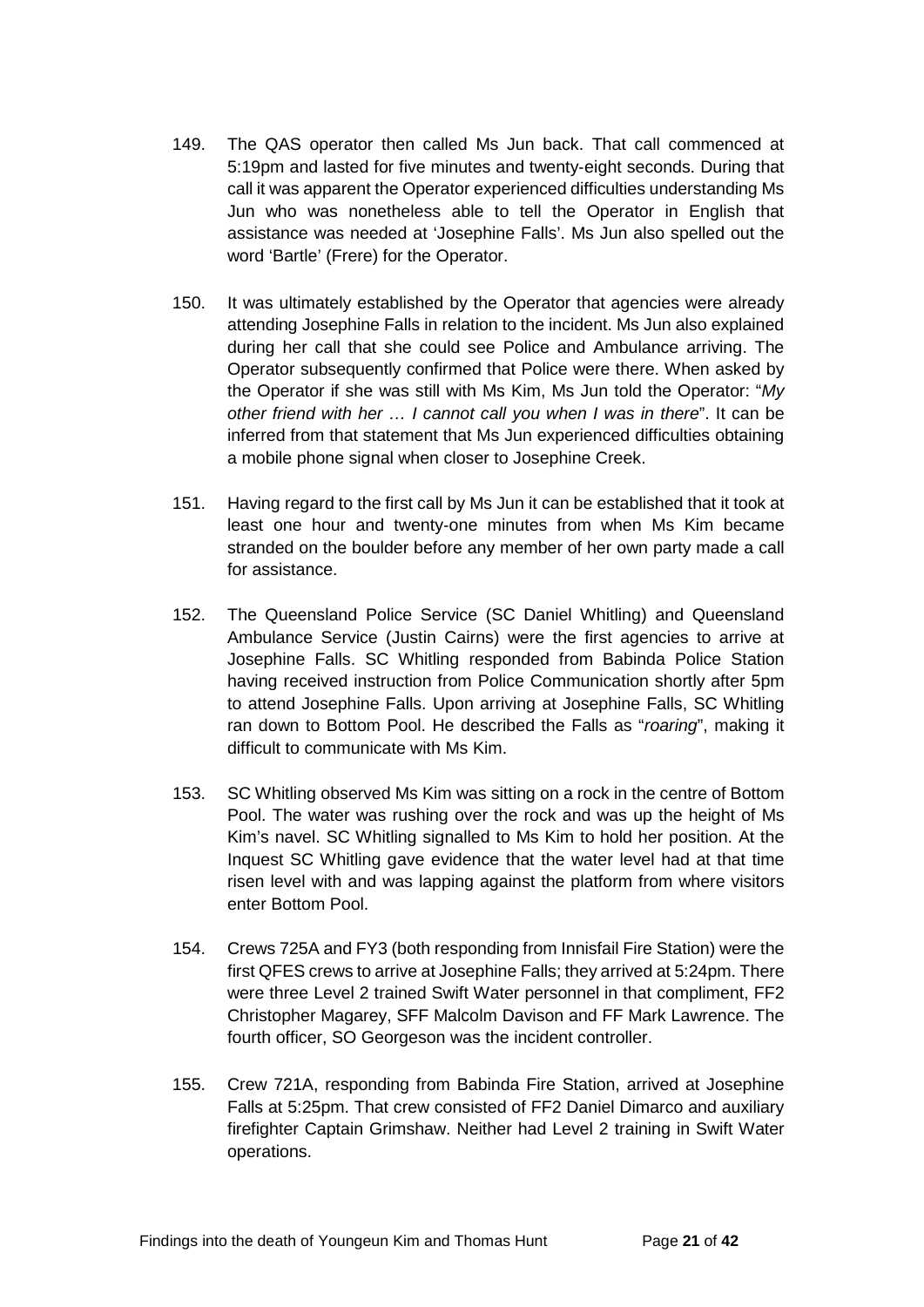149. The QAS operator then called Ms Jun back. That call commenced at 5:19pm and lasted for five minutes and twenty-eight seconds. During that call it was apparent the Operator experienced difficulties understanding Ms Jun who was nonetheless able to tell the Operator in English that assistance was needed at 'Josephine Falls'. Ms Jun also spelled out the word 'Bartle' (Frere) for the Operator.

150. It was ultimately established by the Operator that agencies were already attending Josephine Falls in relation to the incident. Ms Jun also explained during her call that she could see Police and Ambulance arriving. The Operator subsequently confirmed that Police were there. When asked by the Operator if she was still with Ms Kim, Ms Jun told the Operator: "*My other friend with her … I cannot call you when I was in there*". It can be inferred from that statement that Ms Jun experienced difficulties obtaining a mobile phone signal when closer to Josephine Creek.

151. Having regard to the first call by Ms Jun it can be established that it took at least one hour and twenty-one minutes from when Ms Kim became stranded on the boulder before any member of her own party made a call for assistance.

152. The Queensland Police Service (SC Daniel Whitling) and Queensland Ambulance Service (Justin Cairns) were the first agencies to arrive at Josephine Falls. SC Whitling responded from Babinda Police Station having received instruction from Police Communication shortly after 5pm to attend Josephine Falls. Upon arriving at Josephine Falls, SC Whitling ran down to Bottom Pool. He described the Falls as "*roaring*", making it difficult to communicate with Ms Kim.

153. SC Whitling observed Ms Kim was sitting on a rock in the centre of Bottom Pool. The water was rushing over the rock and was up the height of Ms Kim's navel. SC Whitling signalled to Ms Kim to hold her position. At the Inquest SC Whitling gave evidence that the water level had at that time risen level with and was lapping against the platform from where visitors enter Bottom Pool.

154. Crews 725A and FY3 (both responding from Innisfail Fire Station) were the first QFES crews to arrive at Josephine Falls; they arrived at 5:24pm. There were three Level 2 trained Swift Water personnel in that compliment, FF2 Christopher Magarey, SFF Malcolm Davison and FF Mark Lawrence. The fourth officer, SO Georgeson was the incident controller.

155. Crew 721A, responding from Babinda Fire Station, arrived at Josephine Falls at 5:25pm. That crew consisted of FF2 Daniel Dimarco and auxiliary firefighter Captain Grimshaw. Neither had Level 2 training in Swift Water operations.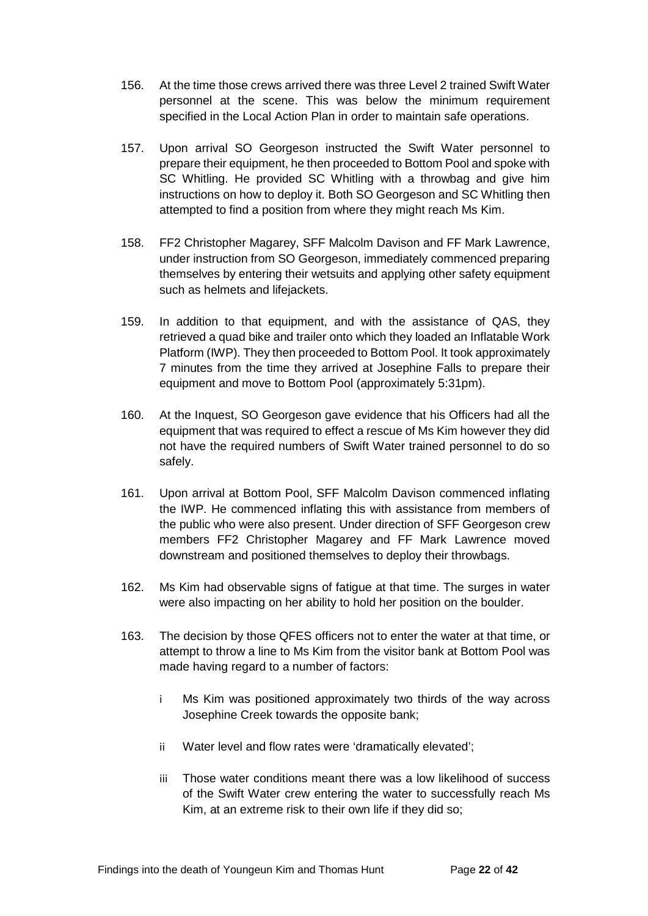156. At the time those crews arrived there was three Level 2 trained Swift Water personnel at the scene. This was below the minimum requirement specified in the Local Action Plan in order to maintain safe operations.

157. Upon arrival SO Georgeson instructed the Swift Water personnel to prepare their equipment, he then proceeded to Bottom Pool and spoke with SC Whitling. He provided SC Whitling with a throwbag and give him instructions on how to deploy it. Both SO Georgeson and SC Whitling then attempted to find a position from where they might reach Ms Kim.

158. FF2 Christopher Magarey, SFF Malcolm Davison and FF Mark Lawrence, under instruction from SO Georgeson, immediately commenced preparing themselves by entering their wetsuits and applying other safety equipment such as helmets and lifejackets.

159. In addition to that equipment, and with the assistance of QAS, they retrieved a quad bike and trailer onto which they loaded an Inflatable Work Platform (IWP). They then proceeded to Bottom Pool. It took approximately 7 minutes from the time they arrived at Josephine Falls to prepare their equipment and move to Bottom Pool (approximately 5:31pm).

160. At the Inquest, SO Georgeson gave evidence that his Officers had all the equipment that was required to effect a rescue of Ms Kim however they did not have the required numbers of Swift Water trained personnel to do so safely.

161. Upon arrival at Bottom Pool, SFF Malcolm Davison commenced inflating the IWP. He commenced inflating this with assistance from members of the public who were also present. Under direction of SFF Georgeson crew members FF2 Christopher Magarey and FF Mark Lawrence moved downstream and positioned themselves to deploy their throwbags.

162. Ms Kim had observable signs of fatigue at that time. The surges in water were also impacting on her ability to hold her position on the boulder.

163. The decision by those QFES officers not to enter the water at that time, or attempt to throw a line to Ms Kim from the visitor bank at Bottom Pool was made having regard to a number of factors:

    i Ms Kim was positioned approximately two thirds of the way across Josephine Creek towards the opposite bank;

    ii Water level and flow rates were 'dramatically elevated';

    iii Those water conditions meant there was a low likelihood of success of the Swift Water crew entering the water to successfully reach Ms Kim, at an extreme risk to their own life if they did so;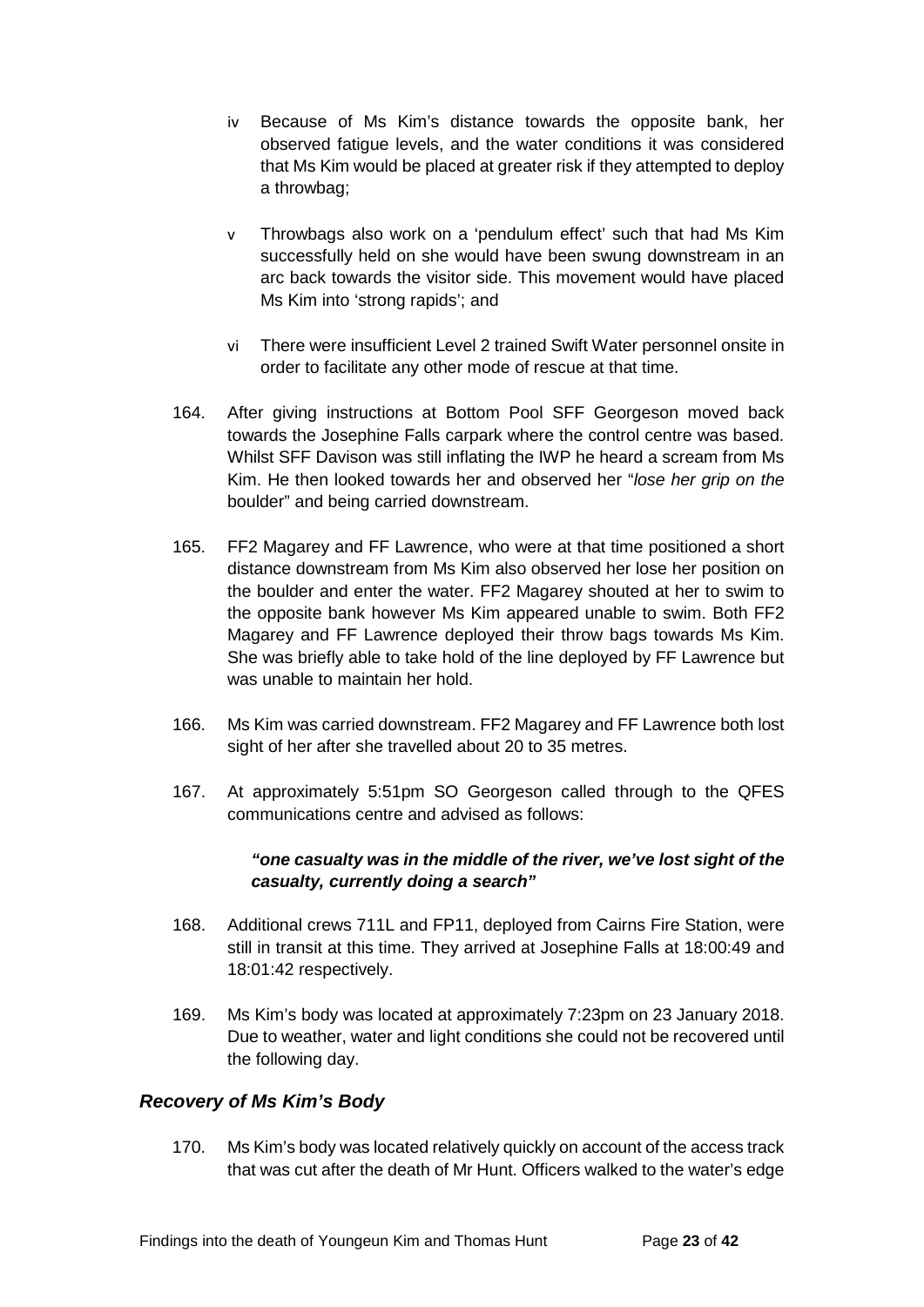iv Because of Ms Kim's distance towards the opposite bank, her observed fatigue levels, and the water conditions it was considered that Ms Kim would be placed at greater risk if they attempted to deploy a throwbag;

v Throwbags also work on a 'pendulum effect' such that had Ms Kim successfully held on she would have been swung downstream in an arc back towards the visitor side. This movement would have placed Ms Kim into 'strong rapids'; and

vi There were insufficient Level 2 trained Swift Water personnel onsite in order to facilitate any other mode of rescue at that time.

164. After giving instructions at Bottom Pool SFF Georgeson moved back towards the Josephine Falls carpark where the control centre was based. Whilst SFF Davison was still inflating the IWP he heard a scream from Ms Kim. He then looked towards her and observed her "*lose her grip on the* boulder" and being carried downstream.

165. FF2 Magarey and FF Lawrence, who were at that time positioned a short distance downstream from Ms Kim also observed her lose her position on the boulder and enter the water. FF2 Magarey shouted at her to swim to the opposite bank however Ms Kim appeared unable to swim. Both FF2 Magarey and FF Lawrence deployed their throw bags towards Ms Kim. She was briefly able to take hold of the line deployed by FF Lawrence but was unable to maintain her hold.

166. Ms Kim was carried downstream. FF2 Magarey and FF Lawrence both lost sight of her after she travelled about 20 to 35 metres.

167. At approximately 5:51pm SO Georgeson called through to the QFES communications centre and advised as follows:

> ***"one casualty was in the middle of the river, we've lost sight of the casualty, currently doing a search"***

168. Additional crews 711L and FP11, deployed from Cairns Fire Station, were still in transit at this time. They arrived at Josephine Falls at 18:00:49 and 18:01:42 respectively.

169. Ms Kim's body was located at approximately 7:23pm on 23 January 2018. Due to weather, water and light conditions she could not be recovered until the following day.

### *Recovery of Ms Kim's Body*

170. Ms Kim's body was located relatively quickly on account of the access track that was cut after the death of Mr Hunt. Officers walked to the water's edge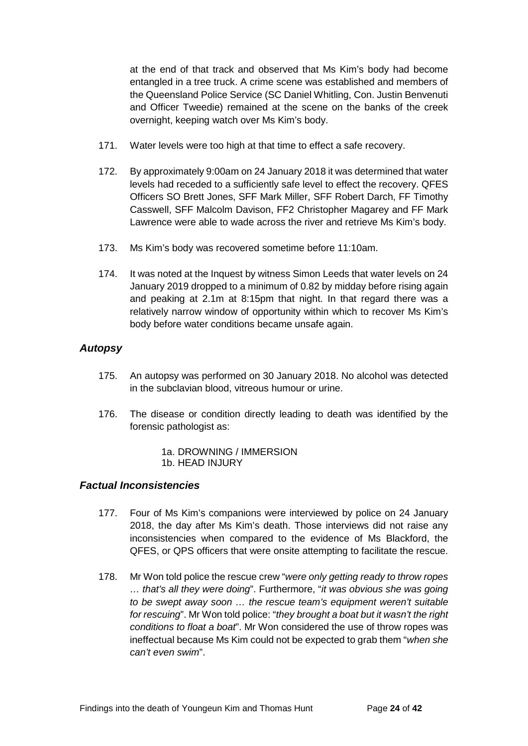at the end of that track and observed that Ms Kim's body had become entangled in a tree truck. A crime scene was established and members of the Queensland Police Service (SC Daniel Whitling, Con. Justin Benvenuti and Officer Tweedie) remained at the scene on the banks of the creek overnight, keeping watch over Ms Kim's body.

171. Water levels were too high at that time to effect a safe recovery.

172. By approximately 9:00am on 24 January 2018 it was determined that water levels had receded to a sufficiently safe level to effect the recovery. QFES Officers SO Brett Jones, SFF Mark Miller, SFF Robert Darch, FF Timothy Casswell, SFF Malcolm Davison, FF2 Christopher Magarey and FF Mark Lawrence were able to wade across the river and retrieve Ms Kim's body.

173. Ms Kim's body was recovered sometime before 11:10am.

174. It was noted at the Inquest by witness Simon Leeds that water levels on 24 January 2019 dropped to a minimum of 0.82 by midday before rising again and peaking at 2.1m at 8:15pm that night. In that regard there was a relatively narrow window of opportunity within which to recover Ms Kim's body before water conditions became unsafe again.

### *Autopsy*

175. An autopsy was performed on 30 January 2018. No alcohol was detected in the subclavian blood, vitreous humour or urine.

176. The disease or condition directly leading to death was identified by the forensic pathologist as:

  1a. DROWNING / IMMERSION
  1b. HEAD INJURY

### *Factual Inconsistencies*

177. Four of Ms Kim's companions were interviewed by police on 24 January 2018, the day after Ms Kim's death. Those interviews did not raise any inconsistencies when compared to the evidence of Ms Blackford, the QFES, or QPS officers that were onsite attempting to facilitate the rescue.

178. Mr Won told police the rescue crew "*were only getting ready to throw ropes … that's all they were doing*". Furthermore, "*it was obvious she was going to be swept away soon … the rescue team's equipment weren't suitable for rescuing*". Mr Won told police: "*they brought a boat but it wasn't the right conditions to float a boat*". Mr Won considered the use of throw ropes was ineffectual because Ms Kim could not be expected to grab them "*when she can't even swim*".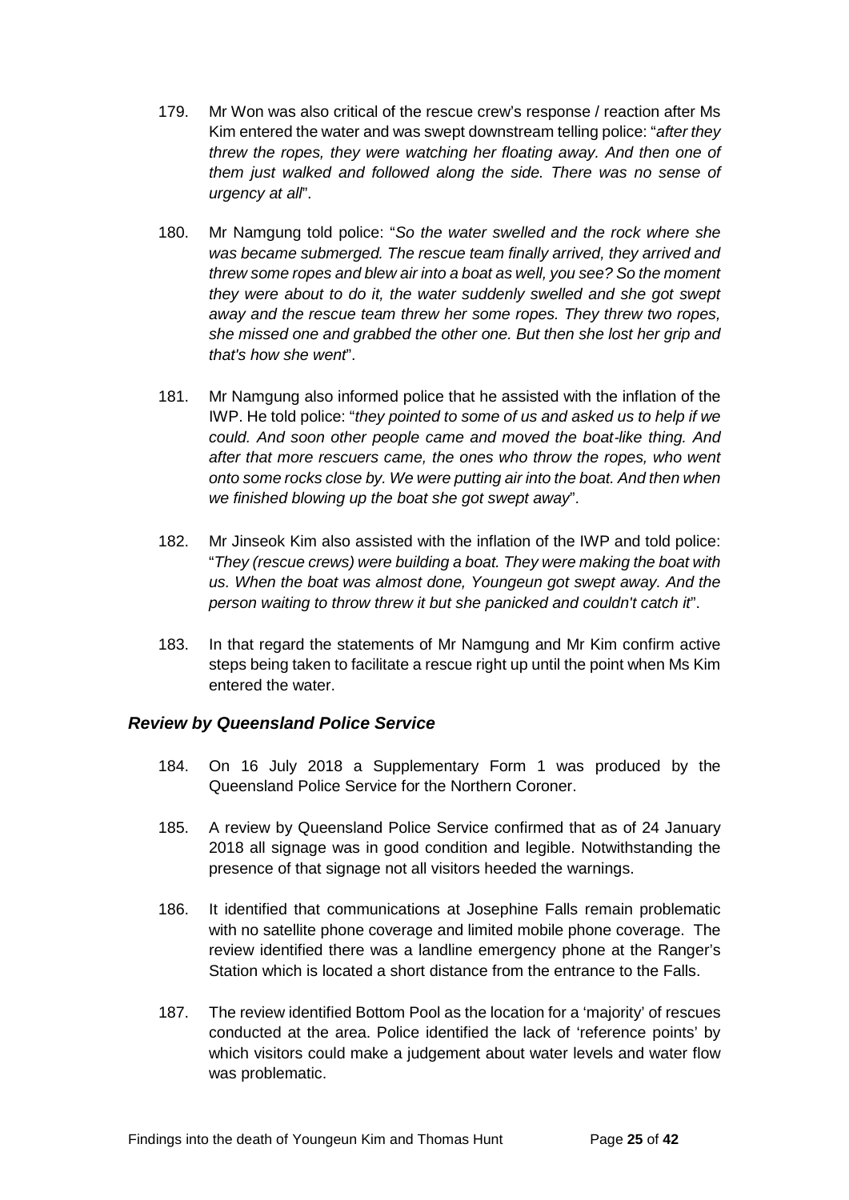179. Mr Won was also critical of the rescue crew's response / reaction after Ms Kim entered the water and was swept downstream telling police: "*after they threw the ropes, they were watching her floating away. And then one of them just walked and followed along the side. There was no sense of urgency at all*".

180. Mr Namgung told police: "*So the water swelled and the rock where she was became submerged. The rescue team finally arrived, they arrived and threw some ropes and blew air into a boat as well, you see? So the moment they were about to do it, the water suddenly swelled and she got swept away and the rescue team threw her some ropes. They threw two ropes, she missed one and grabbed the other one. But then she lost her grip and that's how she went*".

181. Mr Namgung also informed police that he assisted with the inflation of the IWP. He told police: "*they pointed to some of us and asked us to help if we could. And soon other people came and moved the boat-like thing. And after that more rescuers came, the ones who throw the ropes, who went onto some rocks close by. We were putting air into the boat. And then when we finished blowing up the boat she got swept away*".

182. Mr Jinseok Kim also assisted with the inflation of the IWP and told police: "*They (rescue crews) were building a boat. They were making the boat with us. When the boat was almost done, Youngeun got swept away. And the person waiting to throw threw it but she panicked and couldn't catch it*".

183. In that regard the statements of Mr Namgung and Mr Kim confirm active steps being taken to facilitate a rescue right up until the point when Ms Kim entered the water.

### *Review by Queensland Police Service*

184. On 16 July 2018 a Supplementary Form 1 was produced by the Queensland Police Service for the Northern Coroner.

185. A review by Queensland Police Service confirmed that as of 24 January 2018 all signage was in good condition and legible. Notwithstanding the presence of that signage not all visitors heeded the warnings.

186. It identified that communications at Josephine Falls remain problematic with no satellite phone coverage and limited mobile phone coverage. The review identified there was a landline emergency phone at the Ranger's Station which is located a short distance from the entrance to the Falls.

187. The review identified Bottom Pool as the location for a 'majority' of rescues conducted at the area. Police identified the lack of 'reference points' by which visitors could make a judgement about water levels and water flow was problematic.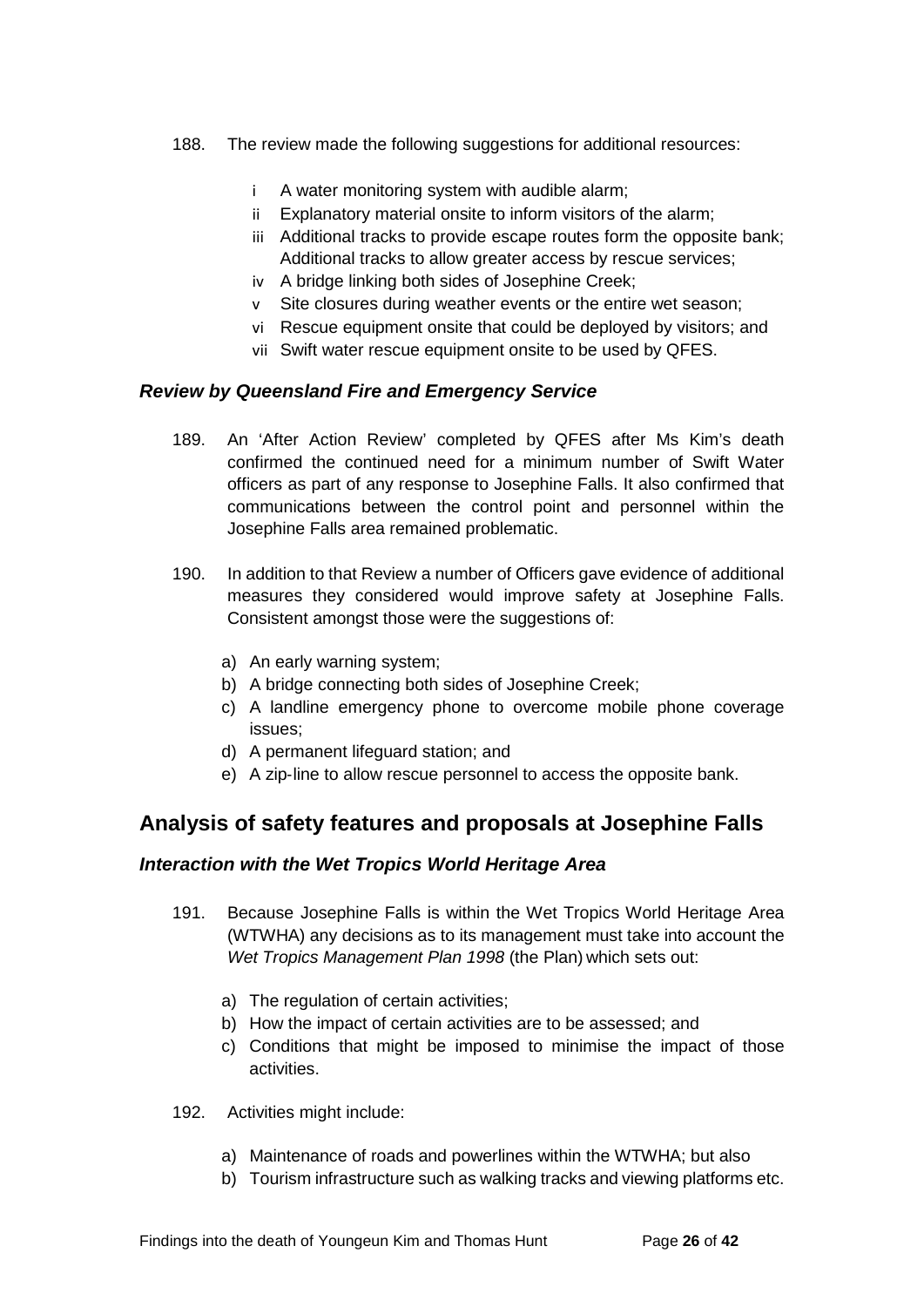188. The review made the following suggestions for additional resources:

    i A water monitoring system with audible alarm;
    ii Explanatory material onsite to inform visitors of the alarm;
    iii Additional tracks to provide escape routes form the opposite bank; Additional tracks to allow greater access by rescue services;
    iv A bridge linking both sides of Josephine Creek;
    v Site closures during weather events or the entire wet season;
    vi Rescue equipment onsite that could be deployed by visitors; and
    vii Swift water rescue equipment onsite to be used by QFES.

### *Review by Queensland Fire and Emergency Service*

189. An 'After Action Review' completed by QFES after Ms Kim's death confirmed the continued need for a minimum number of Swift Water officers as part of any response to Josephine Falls. It also confirmed that communications between the control point and personnel within the Josephine Falls area remained problematic.

190. In addition to that Review a number of Officers gave evidence of additional measures they considered would improve safety at Josephine Falls. Consistent amongst those were the suggestions of:

    a) An early warning system;
    b) A bridge connecting both sides of Josephine Creek;
    c) A landline emergency phone to overcome mobile phone coverage issues;
    d) A permanent lifeguard station; and
    e) A zip-line to allow rescue personnel to access the opposite bank.

## Analysis of safety features and proposals at Josephine Falls

### *Interaction with the Wet Tropics World Heritage Area*

191. Because Josephine Falls is within the Wet Tropics World Heritage Area (WTWHA) any decisions as to its management must take into account the *Wet Tropics Management Plan 1998* (the Plan) which sets out:

    a) The regulation of certain activities;
    b) How the impact of certain activities are to be assessed; and
    c) Conditions that might be imposed to minimise the impact of those activities.

192. Activities might include:

    a) Maintenance of roads and powerlines within the WTWHA; but also
    b) Tourism infrastructure such as walking tracks and viewing platforms etc.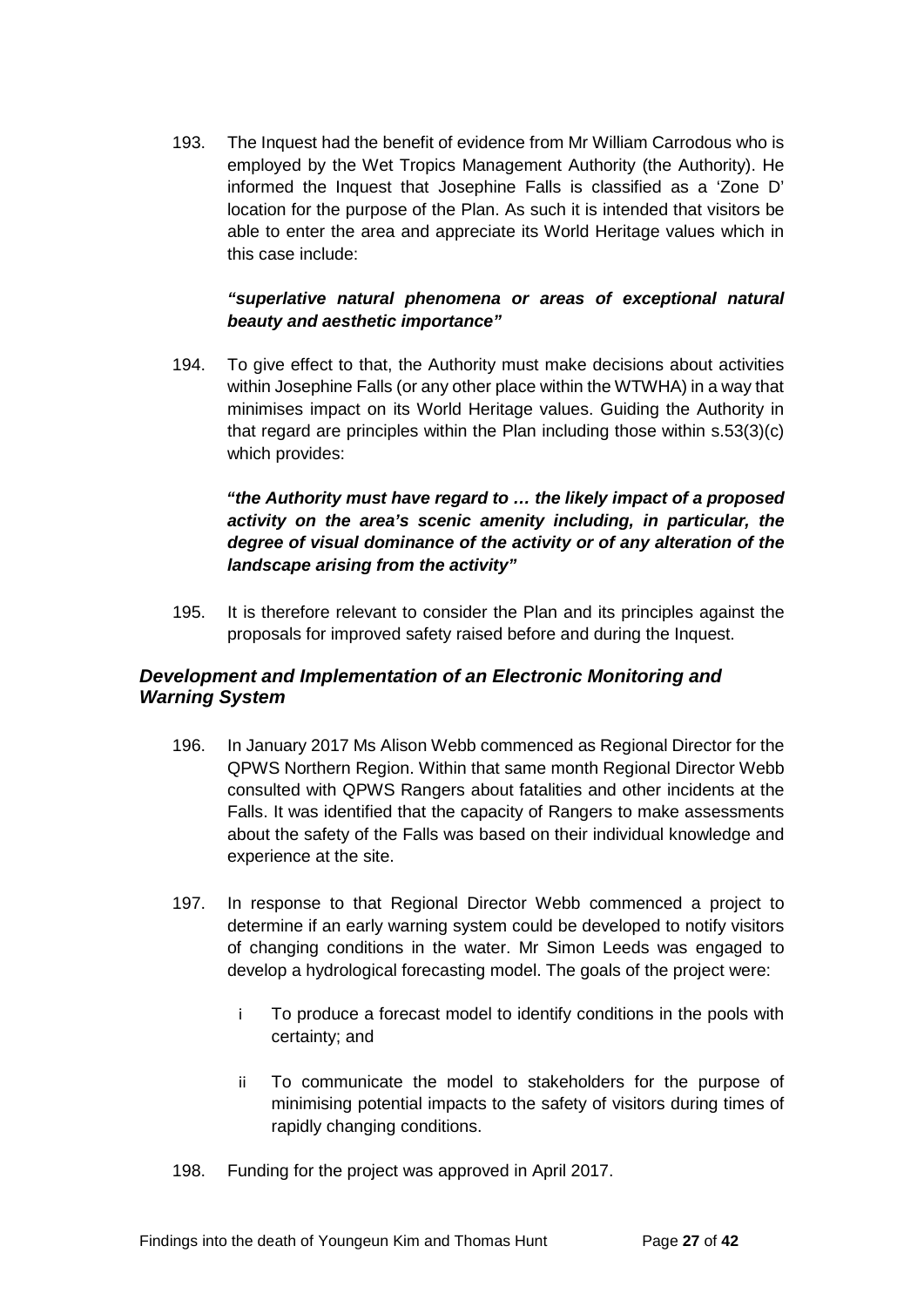193. The Inquest had the benefit of evidence from Mr William Carrodous who is employed by the Wet Tropics Management Authority (the Authority). He informed the Inquest that Josephine Falls is classified as a 'Zone D' location for the purpose of the Plan. As such it is intended that visitors be able to enter the area and appreciate its World Heritage values which in this case include:

***"superlative natural phenomena or areas of exceptional natural beauty and aesthetic importance"***

194. To give effect to that, the Authority must make decisions about activities within Josephine Falls (or any other place within the WTWHA) in a way that minimises impact on its World Heritage values. Guiding the Authority in that regard are principles within the Plan including those within s.53(3)(c) which provides:

***"the Authority must have regard to … the likely impact of a proposed activity on the area's scenic amenity including, in particular, the degree of visual dominance of the activity or of any alteration of the landscape arising from the activity"***

195. It is therefore relevant to consider the Plan and its principles against the proposals for improved safety raised before and during the Inquest.

### *Development and Implementation of an Electronic Monitoring and Warning System*

196. In January 2017 Ms Alison Webb commenced as Regional Director for the QPWS Northern Region. Within that same month Regional Director Webb consulted with QPWS Rangers about fatalities and other incidents at the Falls. It was identified that the capacity of Rangers to make assessments about the safety of the Falls was based on their individual knowledge and experience at the site.

197. In response to that Regional Director Webb commenced a project to determine if an early warning system could be developed to notify visitors of changing conditions in the water. Mr Simon Leeds was engaged to develop a hydrological forecasting model. The goals of the project were:

    i To produce a forecast model to identify conditions in the pools with certainty; and

    ii To communicate the model to stakeholders for the purpose of minimising potential impacts to the safety of visitors during times of rapidly changing conditions.

198. Funding for the project was approved in April 2017.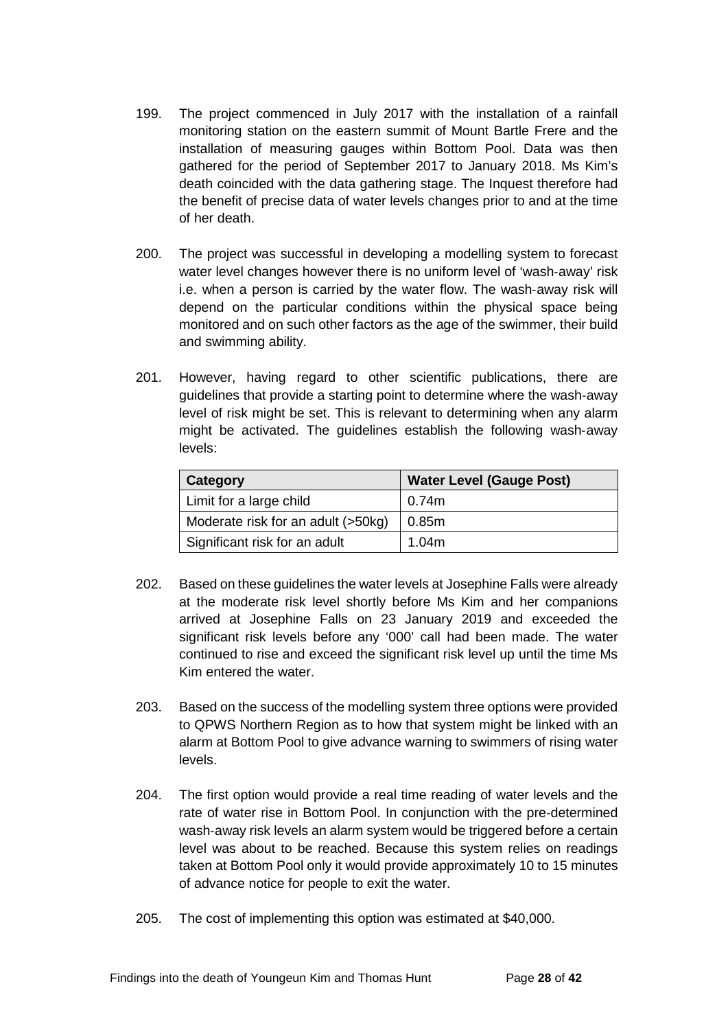199. The project commenced in July 2017 with the installation of a rainfall monitoring station on the eastern summit of Mount Bartle Frere and the installation of measuring gauges within Bottom Pool. Data was then gathered for the period of September 2017 to January 2018. Ms Kim's death coincided with the data gathering stage. The Inquest therefore had the benefit of precise data of water levels changes prior to and at the time of her death.

200. The project was successful in developing a modelling system to forecast water level changes however there is no uniform level of 'wash-away' risk i.e. when a person is carried by the water flow. The wash-away risk will depend on the particular conditions within the physical space being monitored and on such other factors as the age of the swimmer, their build and swimming ability.

201. However, having regard to other scientific publications, there are guidelines that provide a starting point to determine where the wash-away level of risk might be set. This is relevant to determining when any alarm might be activated. The guidelines establish the following wash-away levels:

| Category | Water Level (Gauge Post) |
| --- | --- |
| Limit for a large child | 0.74m |
| Moderate risk for an adult (>50kg) | 0.85m |
| Significant risk for an adult | 1.04m |

202. Based on these guidelines the water levels at Josephine Falls were already at the moderate risk level shortly before Ms Kim and her companions arrived at Josephine Falls on 23 January 2019 and exceeded the significant risk levels before any '000' call had been made. The water continued to rise and exceed the significant risk level up until the time Ms Kim entered the water.

203. Based on the success of the modelling system three options were provided to QPWS Northern Region as to how that system might be linked with an alarm at Bottom Pool to give advance warning to swimmers of rising water levels.

204. The first option would provide a real time reading of water levels and the rate of water rise in Bottom Pool. In conjunction with the pre-determined wash-away risk levels an alarm system would be triggered before a certain level was about to be reached. Because this system relies on readings taken at Bottom Pool only it would provide approximately 10 to 15 minutes of advance notice for people to exit the water.

205. The cost of implementing this option was estimated at $40,000.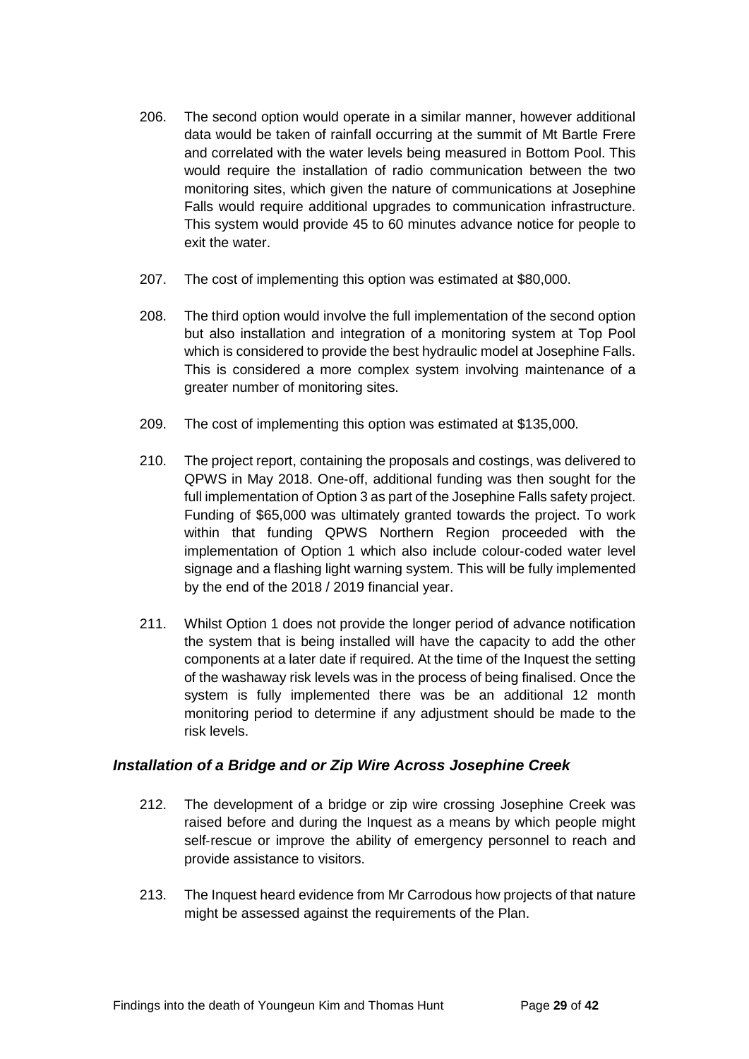206. The second option would operate in a similar manner, however additional data would be taken of rainfall occurring at the summit of Mt Bartle Frere and correlated with the water levels being measured in Bottom Pool. This would require the installation of radio communication between the two monitoring sites, which given the nature of communications at Josephine Falls would require additional upgrades to communication infrastructure. This system would provide 45 to 60 minutes advance notice for people to exit the water.

207. The cost of implementing this option was estimated at $80,000.

208. The third option would involve the full implementation of the second option but also installation and integration of a monitoring system at Top Pool which is considered to provide the best hydraulic model at Josephine Falls. This is considered a more complex system involving maintenance of a greater number of monitoring sites.

209. The cost of implementing this option was estimated at $135,000.

210. The project report, containing the proposals and costings, was delivered to QPWS in May 2018. One-off, additional funding was then sought for the full implementation of Option 3 as part of the Josephine Falls safety project. Funding of $65,000 was ultimately granted towards the project. To work within that funding QPWS Northern Region proceeded with the implementation of Option 1 which also include colour-coded water level signage and a flashing light warning system. This will be fully implemented by the end of the 2018 / 2019 financial year.

211. Whilst Option 1 does not provide the longer period of advance notification the system that is being installed will have the capacity to add the other components at a later date if required. At the time of the Inquest the setting of the washaway risk levels was in the process of being finalised. Once the system is fully implemented there was be an additional 12 month monitoring period to determine if any adjustment should be made to the risk levels.

### *Installation of a Bridge and or Zip Wire Across Josephine Creek*

212. The development of a bridge or zip wire crossing Josephine Creek was raised before and during the Inquest as a means by which people might self-rescue or improve the ability of emergency personnel to reach and provide assistance to visitors.

213. The Inquest heard evidence from Mr Carrodous how projects of that nature might be assessed against the requirements of the Plan.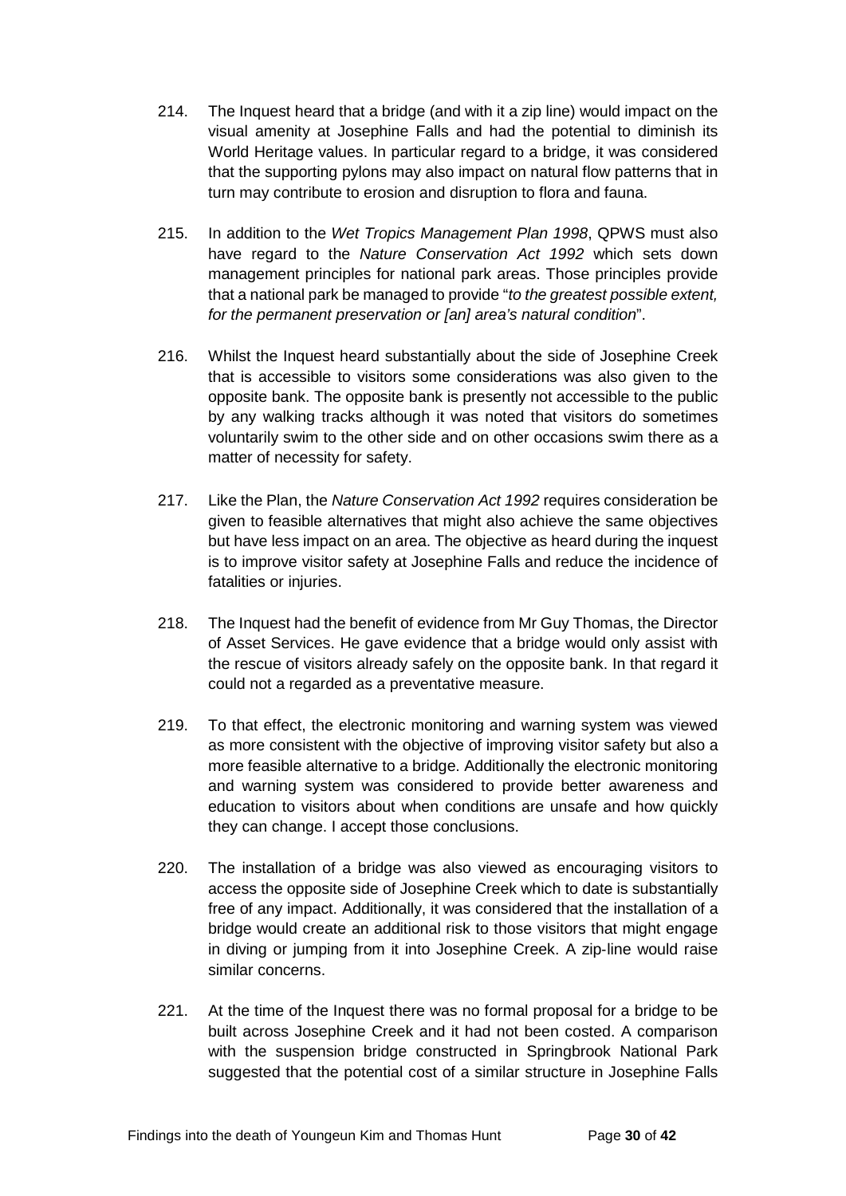214. The Inquest heard that a bridge (and with it a zip line) would impact on the visual amenity at Josephine Falls and had the potential to diminish its World Heritage values. In particular regard to a bridge, it was considered that the supporting pylons may also impact on natural flow patterns that in turn may contribute to erosion and disruption to flora and fauna.

215. In addition to the *Wet Tropics Management Plan 1998*, QPWS must also have regard to the *Nature Conservation Act 1992* which sets down management principles for national park areas. Those principles provide that a national park be managed to provide "*to the greatest possible extent, for the permanent preservation or [an] area's natural condition*".

216. Whilst the Inquest heard substantially about the side of Josephine Creek that is accessible to visitors some considerations was also given to the opposite bank. The opposite bank is presently not accessible to the public by any walking tracks although it was noted that visitors do sometimes voluntarily swim to the other side and on other occasions swim there as a matter of necessity for safety.

217. Like the Plan, the *Nature Conservation Act 1992* requires consideration be given to feasible alternatives that might also achieve the same objectives but have less impact on an area. The objective as heard during the inquest is to improve visitor safety at Josephine Falls and reduce the incidence of fatalities or injuries.

218. The Inquest had the benefit of evidence from Mr Guy Thomas, the Director of Asset Services. He gave evidence that a bridge would only assist with the rescue of visitors already safely on the opposite bank. In that regard it could not a regarded as a preventative measure.

219. To that effect, the electronic monitoring and warning system was viewed as more consistent with the objective of improving visitor safety but also a more feasible alternative to a bridge. Additionally the electronic monitoring and warning system was considered to provide better awareness and education to visitors about when conditions are unsafe and how quickly they can change. I accept those conclusions.

220. The installation of a bridge was also viewed as encouraging visitors to access the opposite side of Josephine Creek which to date is substantially free of any impact. Additionally, it was considered that the installation of a bridge would create an additional risk to those visitors that might engage in diving or jumping from it into Josephine Creek. A zip-line would raise similar concerns.

221. At the time of the Inquest there was no formal proposal for a bridge to be built across Josephine Creek and it had not been costed. A comparison with the suspension bridge constructed in Springbrook National Park suggested that the potential cost of a similar structure in Josephine Falls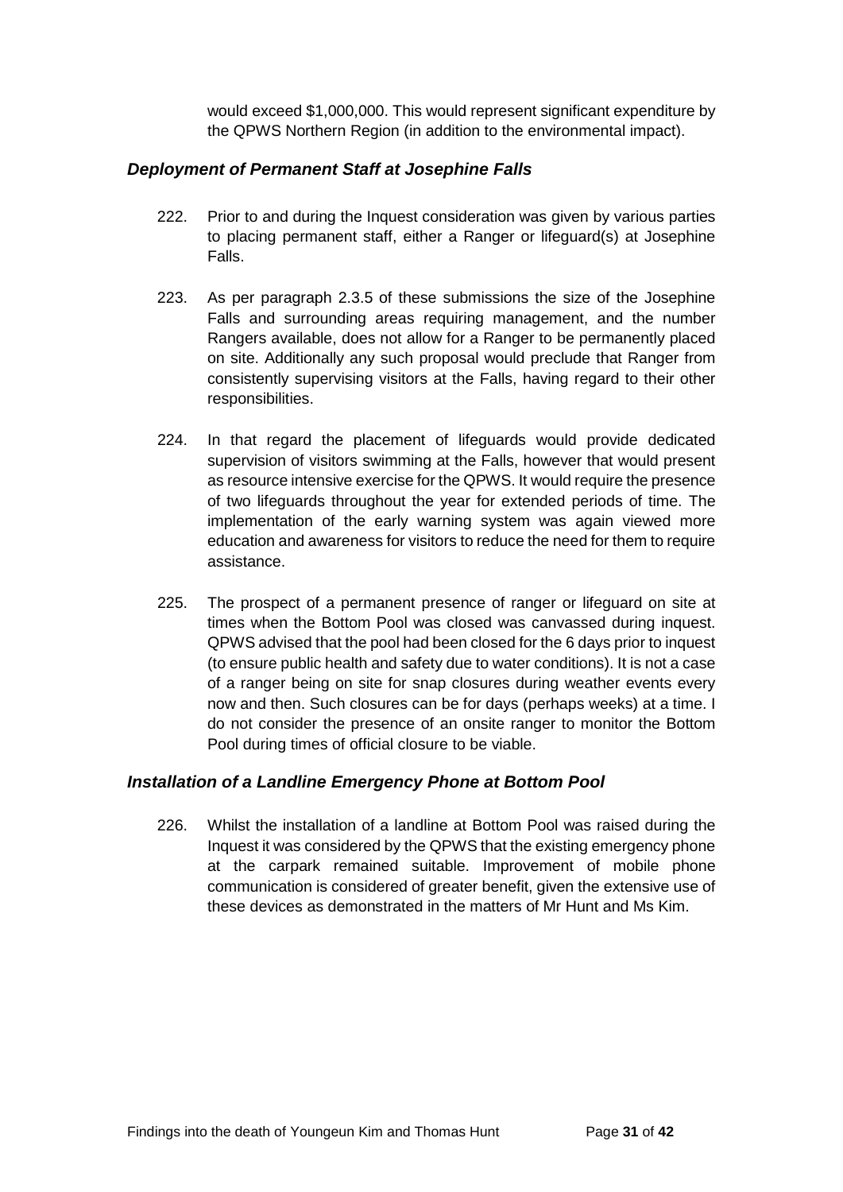would exceed $1,000,000. This would represent significant expenditure by the QPWS Northern Region (in addition to the environmental impact).

### *Deployment of Permanent Staff at Josephine Falls*

222. Prior to and during the Inquest consideration was given by various parties to placing permanent staff, either a Ranger or lifeguard(s) at Josephine Falls.

223. As per paragraph 2.3.5 of these submissions the size of the Josephine Falls and surrounding areas requiring management, and the number Rangers available, does not allow for a Ranger to be permanently placed on site. Additionally any such proposal would preclude that Ranger from consistently supervising visitors at the Falls, having regard to their other responsibilities.

224. In that regard the placement of lifeguards would provide dedicated supervision of visitors swimming at the Falls, however that would present as resource intensive exercise for the QPWS. It would require the presence of two lifeguards throughout the year for extended periods of time. The implementation of the early warning system was again viewed more education and awareness for visitors to reduce the need for them to require assistance.

225. The prospect of a permanent presence of ranger or lifeguard on site at times when the Bottom Pool was closed was canvassed during inquest. QPWS advised that the pool had been closed for the 6 days prior to inquest (to ensure public health and safety due to water conditions). It is not a case of a ranger being on site for snap closures during weather events every now and then. Such closures can be for days (perhaps weeks) at a time. I do not consider the presence of an onsite ranger to monitor the Bottom Pool during times of official closure to be viable.

### *Installation of a Landline Emergency Phone at Bottom Pool*

226. Whilst the installation of a landline at Bottom Pool was raised during the Inquest it was considered by the QPWS that the existing emergency phone at the carpark remained suitable. Improvement of mobile phone communication is considered of greater benefit, given the extensive use of these devices as demonstrated in the matters of Mr Hunt and Ms Kim.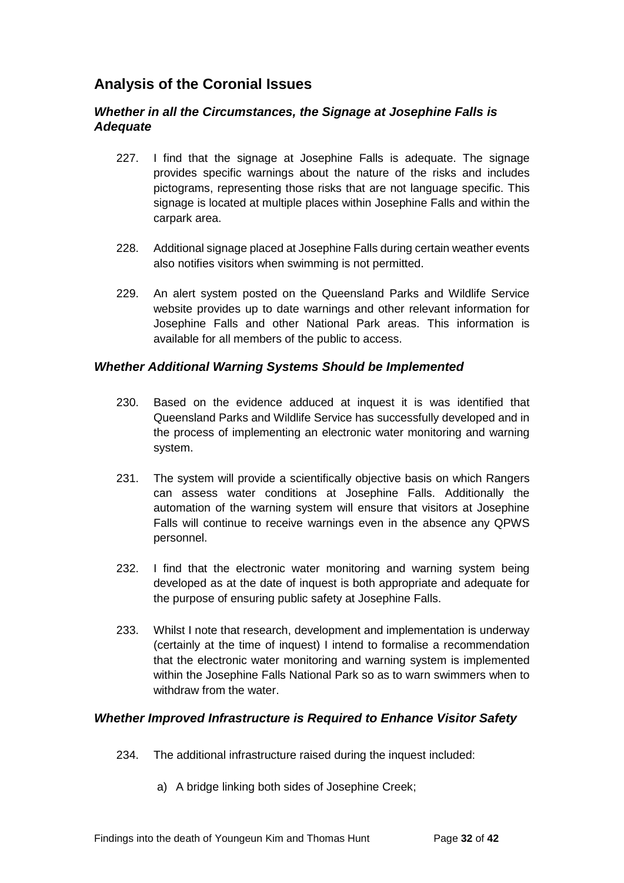## Analysis of the Coronial Issues

### *Whether in all the Circumstances, the Signage at Josephine Falls is Adequate*

227. I find that the signage at Josephine Falls is adequate. The signage provides specific warnings about the nature of the risks and includes pictograms, representing those risks that are not language specific. This signage is located at multiple places within Josephine Falls and within the carpark area.

228. Additional signage placed at Josephine Falls during certain weather events also notifies visitors when swimming is not permitted.

229. An alert system posted on the Queensland Parks and Wildlife Service website provides up to date warnings and other relevant information for Josephine Falls and other National Park areas. This information is available for all members of the public to access.

### *Whether Additional Warning Systems Should be Implemented*

230. Based on the evidence adduced at inquest it is was identified that Queensland Parks and Wildlife Service has successfully developed and in the process of implementing an electronic water monitoring and warning system.

231. The system will provide a scientifically objective basis on which Rangers can assess water conditions at Josephine Falls. Additionally the automation of the warning system will ensure that visitors at Josephine Falls will continue to receive warnings even in the absence any QPWS personnel.

232. I find that the electronic water monitoring and warning system being developed as at the date of inquest is both appropriate and adequate for the purpose of ensuring public safety at Josephine Falls.

233. Whilst I note that research, development and implementation is underway (certainly at the time of inquest) I intend to formalise a recommendation that the electronic water monitoring and warning system is implemented within the Josephine Falls National Park so as to warn swimmers when to withdraw from the water.

### *Whether Improved Infrastructure is Required to Enhance Visitor Safety*

234. The additional infrastructure raised during the inquest included:

   a) A bridge linking both sides of Josephine Creek;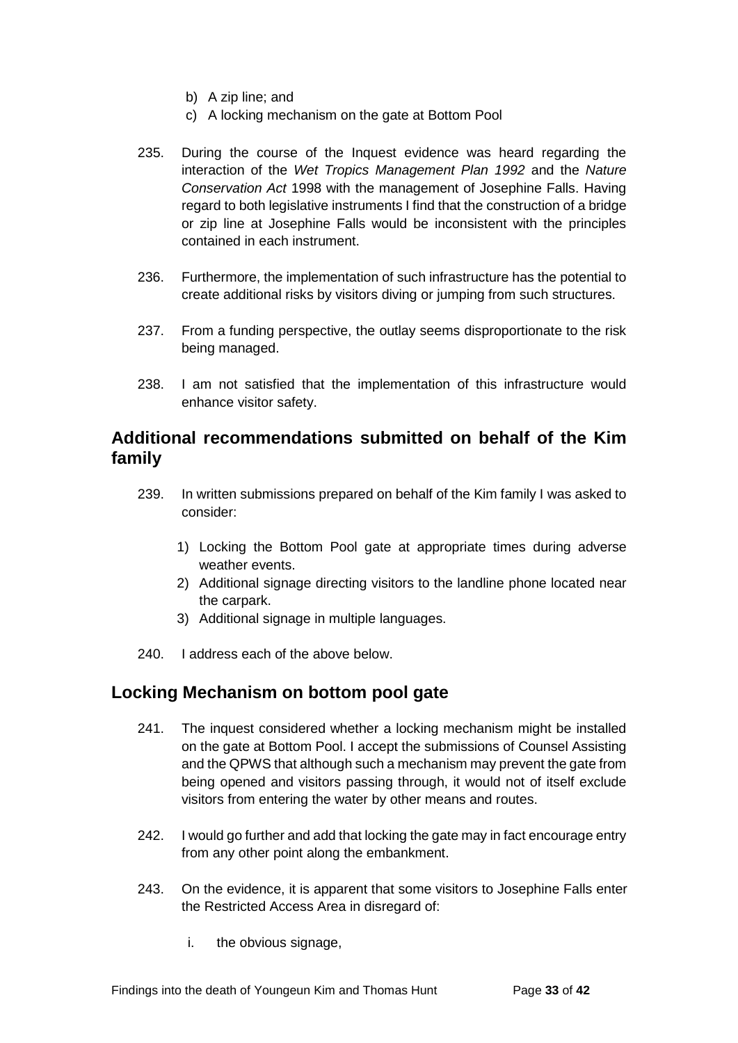b) A zip line; and
c) A locking mechanism on the gate at Bottom Pool

235. During the course of the Inquest evidence was heard regarding the interaction of the *Wet Tropics Management Plan 1992* and the *Nature Conservation Act* 1998 with the management of Josephine Falls. Having regard to both legislative instruments I find that the construction of a bridge or zip line at Josephine Falls would be inconsistent with the principles contained in each instrument.

236. Furthermore, the implementation of such infrastructure has the potential to create additional risks by visitors diving or jumping from such structures.

237. From a funding perspective, the outlay seems disproportionate to the risk being managed.

238. I am not satisfied that the implementation of this infrastructure would enhance visitor safety.

## Additional recommendations submitted on behalf of the Kim family

239. In written submissions prepared on behalf of the Kim family I was asked to consider:

1) Locking the Bottom Pool gate at appropriate times during adverse weather events.
2) Additional signage directing visitors to the landline phone located near the carpark.
3) Additional signage in multiple languages.

240. I address each of the above below.

## Locking Mechanism on bottom pool gate

241. The inquest considered whether a locking mechanism might be installed on the gate at Bottom Pool. I accept the submissions of Counsel Assisting and the QPWS that although such a mechanism may prevent the gate from being opened and visitors passing through, it would not of itself exclude visitors from entering the water by other means and routes.

242. I would go further and add that locking the gate may in fact encourage entry from any other point along the embankment.

243. On the evidence, it is apparent that some visitors to Josephine Falls enter the Restricted Access Area in disregard of:

i. the obvious signage,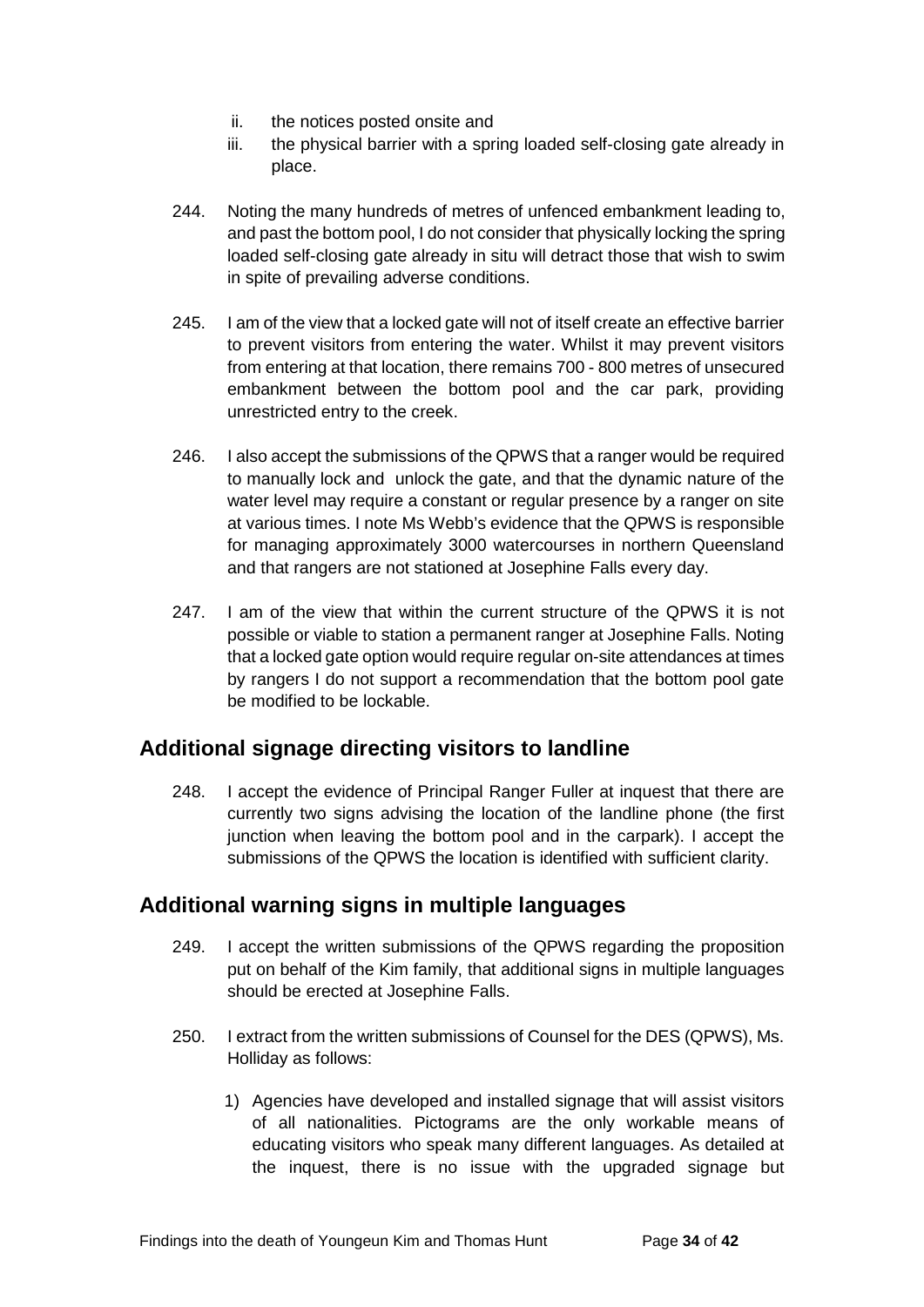ii. the notices posted onsite and

iii. the physical barrier with a spring loaded self-closing gate already in place.

244. Noting the many hundreds of metres of unfenced embankment leading to, and past the bottom pool, I do not consider that physically locking the spring loaded self-closing gate already in situ will detract those that wish to swim in spite of prevailing adverse conditions.

245. I am of the view that a locked gate will not of itself create an effective barrier to prevent visitors from entering the water. Whilst it may prevent visitors from entering at that location, there remains 700 - 800 metres of unsecured embankment between the bottom pool and the car park, providing unrestricted entry to the creek.

246. I also accept the submissions of the QPWS that a ranger would be required to manually lock and unlock the gate, and that the dynamic nature of the water level may require a constant or regular presence by a ranger on site at various times. I note Ms Webb's evidence that the QPWS is responsible for managing approximately 3000 watercourses in northern Queensland and that rangers are not stationed at Josephine Falls every day.

247. I am of the view that within the current structure of the QPWS it is not possible or viable to station a permanent ranger at Josephine Falls. Noting that a locked gate option would require regular on-site attendances at times by rangers I do not support a recommendation that the bottom pool gate be modified to be lockable.

## Additional signage directing visitors to landline

248. I accept the evidence of Principal Ranger Fuller at inquest that there are currently two signs advising the location of the landline phone (the first junction when leaving the bottom pool and in the carpark). I accept the submissions of the QPWS the location is identified with sufficient clarity.

## Additional warning signs in multiple languages

249. I accept the written submissions of the QPWS regarding the proposition put on behalf of the Kim family, that additional signs in multiple languages should be erected at Josephine Falls.

250. I extract from the written submissions of Counsel for the DES (QPWS), Ms. Holliday as follows:

1) Agencies have developed and installed signage that will assist visitors of all nationalities. Pictograms are the only workable means of educating visitors who speak many different languages. As detailed at the inquest, there is no issue with the upgraded signage but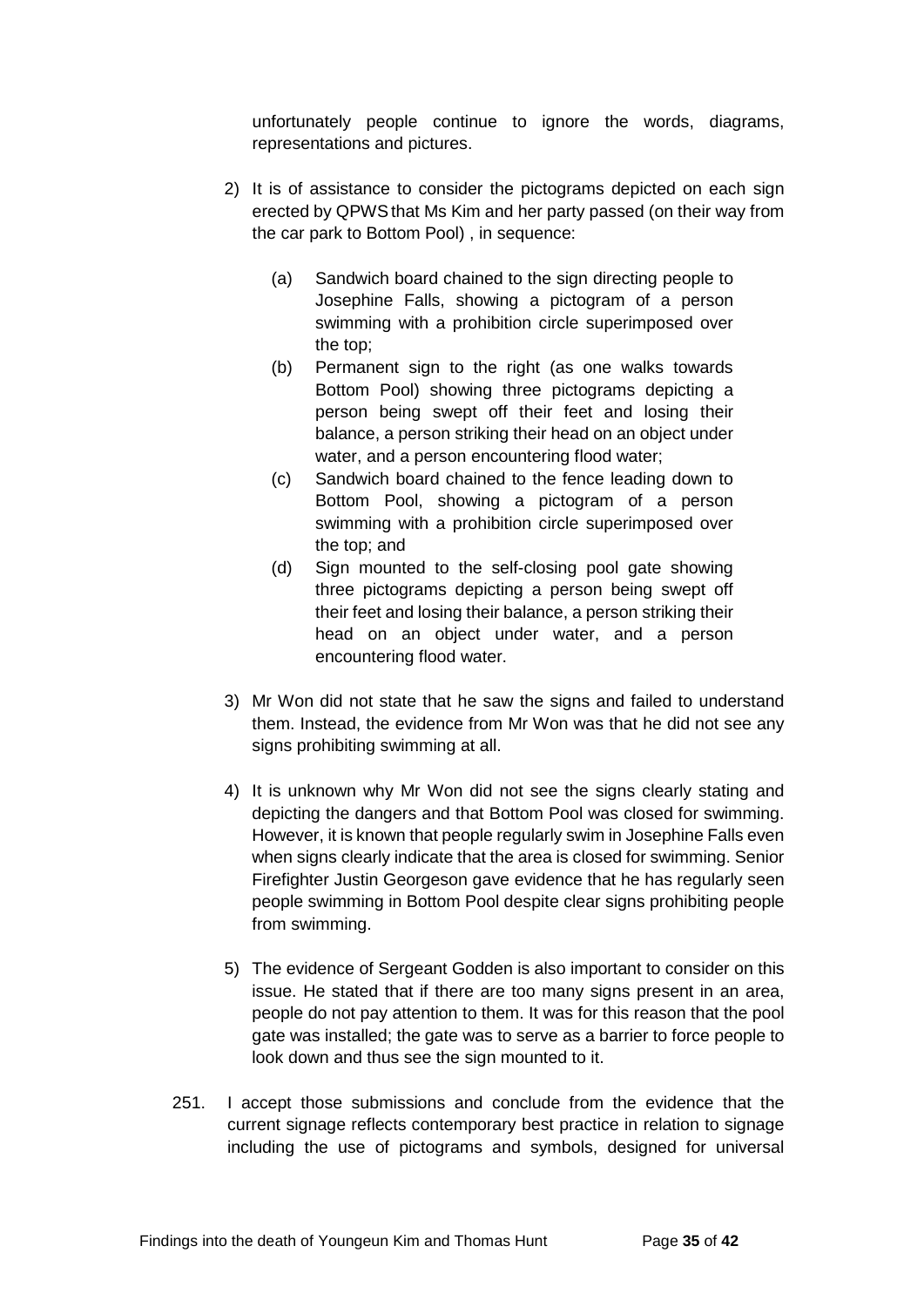unfortunately people continue to ignore the words, diagrams, representations and pictures.

2) It is of assistance to consider the pictograms depicted on each sign erected by QPWS that Ms Kim and her party passed (on their way from the car park to Bottom Pool) , in sequence:

   (a) Sandwich board chained to the sign directing people to Josephine Falls, showing a pictogram of a person swimming with a prohibition circle superimposed over the top;

   (b) Permanent sign to the right (as one walks towards Bottom Pool) showing three pictograms depicting a person being swept off their feet and losing their balance, a person striking their head on an object under water, and a person encountering flood water;

   (c) Sandwich board chained to the fence leading down to Bottom Pool, showing a pictogram of a person swimming with a prohibition circle superimposed over the top; and

   (d) Sign mounted to the self-closing pool gate showing three pictograms depicting a person being swept off their feet and losing their balance, a person striking their head on an object under water, and a person encountering flood water.

3) Mr Won did not state that he saw the signs and failed to understand them. Instead, the evidence from Mr Won was that he did not see any signs prohibiting swimming at all.

4) It is unknown why Mr Won did not see the signs clearly stating and depicting the dangers and that Bottom Pool was closed for swimming. However, it is known that people regularly swim in Josephine Falls even when signs clearly indicate that the area is closed for swimming. Senior Firefighter Justin Georgeson gave evidence that he has regularly seen people swimming in Bottom Pool despite clear signs prohibiting people from swimming.

5) The evidence of Sergeant Godden is also important to consider on this issue. He stated that if there are too many signs present in an area, people do not pay attention to them. It was for this reason that the pool gate was installed; the gate was to serve as a barrier to force people to look down and thus see the sign mounted to it.

251. I accept those submissions and conclude from the evidence that the current signage reflects contemporary best practice in relation to signage including the use of pictograms and symbols, designed for universal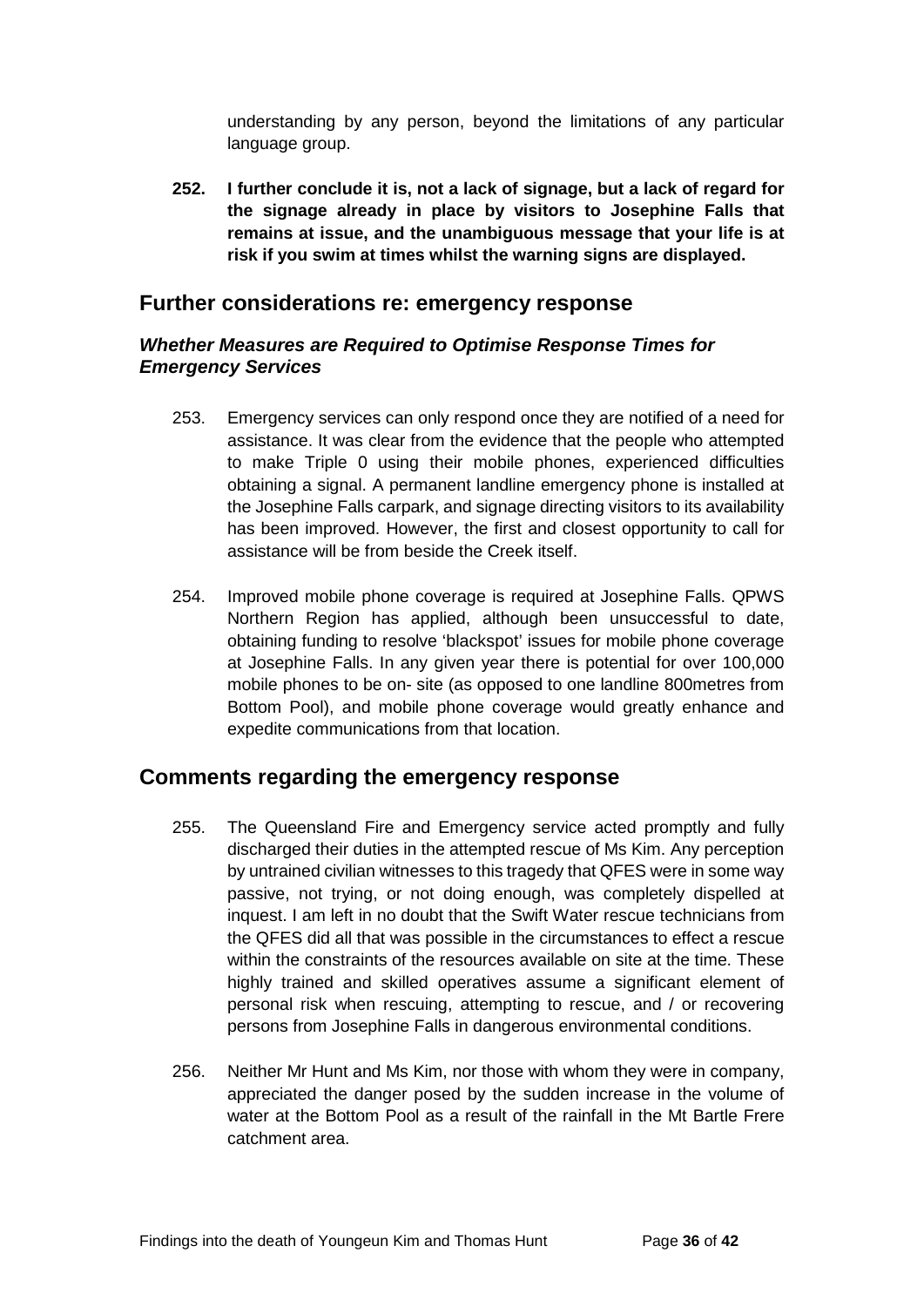understanding by any person, beyond the limitations of any particular language group.

**252. I further conclude it is, not a lack of signage, but a lack of regard for the signage already in place by visitors to Josephine Falls that remains at issue, and the unambiguous message that your life is at risk if you swim at times whilst the warning signs are displayed.**

## Further considerations re: emergency response

### *Whether Measures are Required to Optimise Response Times for Emergency Services*

253. Emergency services can only respond once they are notified of a need for assistance. It was clear from the evidence that the people who attempted to make Triple 0 using their mobile phones, experienced difficulties obtaining a signal. A permanent landline emergency phone is installed at the Josephine Falls carpark, and signage directing visitors to its availability has been improved. However, the first and closest opportunity to call for assistance will be from beside the Creek itself.

254. Improved mobile phone coverage is required at Josephine Falls. QPWS Northern Region has applied, although been unsuccessful to date, obtaining funding to resolve 'blackspot' issues for mobile phone coverage at Josephine Falls. In any given year there is potential for over 100,000 mobile phones to be on- site (as opposed to one landline 800metres from Bottom Pool), and mobile phone coverage would greatly enhance and expedite communications from that location.

## Comments regarding the emergency response

255. The Queensland Fire and Emergency service acted promptly and fully discharged their duties in the attempted rescue of Ms Kim. Any perception by untrained civilian witnesses to this tragedy that QFES were in some way passive, not trying, or not doing enough, was completely dispelled at inquest. I am left in no doubt that the Swift Water rescue technicians from the QFES did all that was possible in the circumstances to effect a rescue within the constraints of the resources available on site at the time. These highly trained and skilled operatives assume a significant element of personal risk when rescuing, attempting to rescue, and / or recovering persons from Josephine Falls in dangerous environmental conditions.

256. Neither Mr Hunt and Ms Kim, nor those with whom they were in company, appreciated the danger posed by the sudden increase in the volume of water at the Bottom Pool as a result of the rainfall in the Mt Bartle Frere catchment area.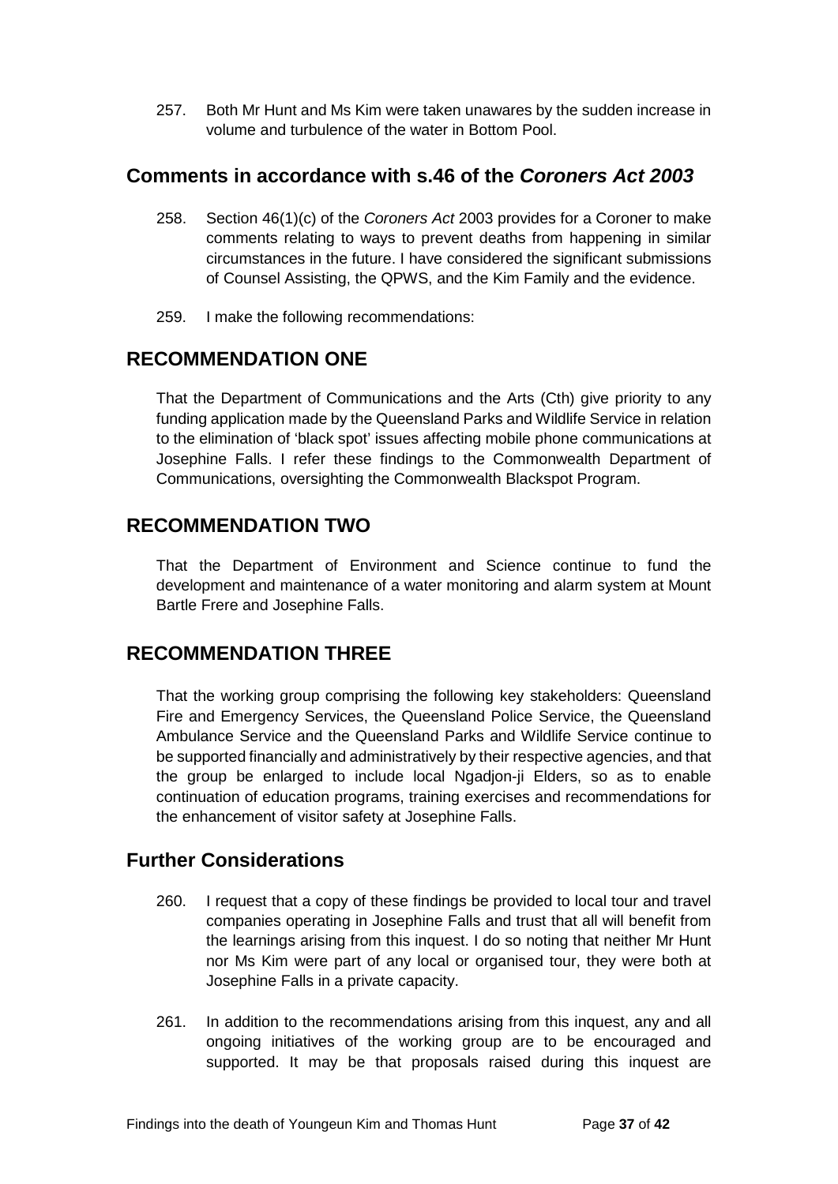257. Both Mr Hunt and Ms Kim were taken unawares by the sudden increase in volume and turbulence of the water in Bottom Pool.

## Comments in accordance with s.46 of the *Coroners Act 2003*

258. Section 46(1)(c) of the *Coroners Act* 2003 provides for a Coroner to make comments relating to ways to prevent deaths from happening in similar circumstances in the future. I have considered the significant submissions of Counsel Assisting, the QPWS, and the Kim Family and the evidence.

259. I make the following recommendations:

## RECOMMENDATION ONE

That the Department of Communications and the Arts (Cth) give priority to any funding application made by the Queensland Parks and Wildlife Service in relation to the elimination of 'black spot' issues affecting mobile phone communications at Josephine Falls. I refer these findings to the Commonwealth Department of Communications, oversighting the Commonwealth Blackspot Program.

## RECOMMENDATION TWO

That the Department of Environment and Science continue to fund the development and maintenance of a water monitoring and alarm system at Mount Bartle Frere and Josephine Falls.

## RECOMMENDATION THREE

That the working group comprising the following key stakeholders: Queensland Fire and Emergency Services, the Queensland Police Service, the Queensland Ambulance Service and the Queensland Parks and Wildlife Service continue to be supported financially and administratively by their respective agencies, and that the group be enlarged to include local Ngadjon-ji Elders, so as to enable continuation of education programs, training exercises and recommendations for the enhancement of visitor safety at Josephine Falls.

## Further Considerations

260. I request that a copy of these findings be provided to local tour and travel companies operating in Josephine Falls and trust that all will benefit from the learnings arising from this inquest. I do so noting that neither Mr Hunt nor Ms Kim were part of any local or organised tour, they were both at Josephine Falls in a private capacity.

261. In addition to the recommendations arising from this inquest, any and all ongoing initiatives of the working group are to be encouraged and supported. It may be that proposals raised during this inquest are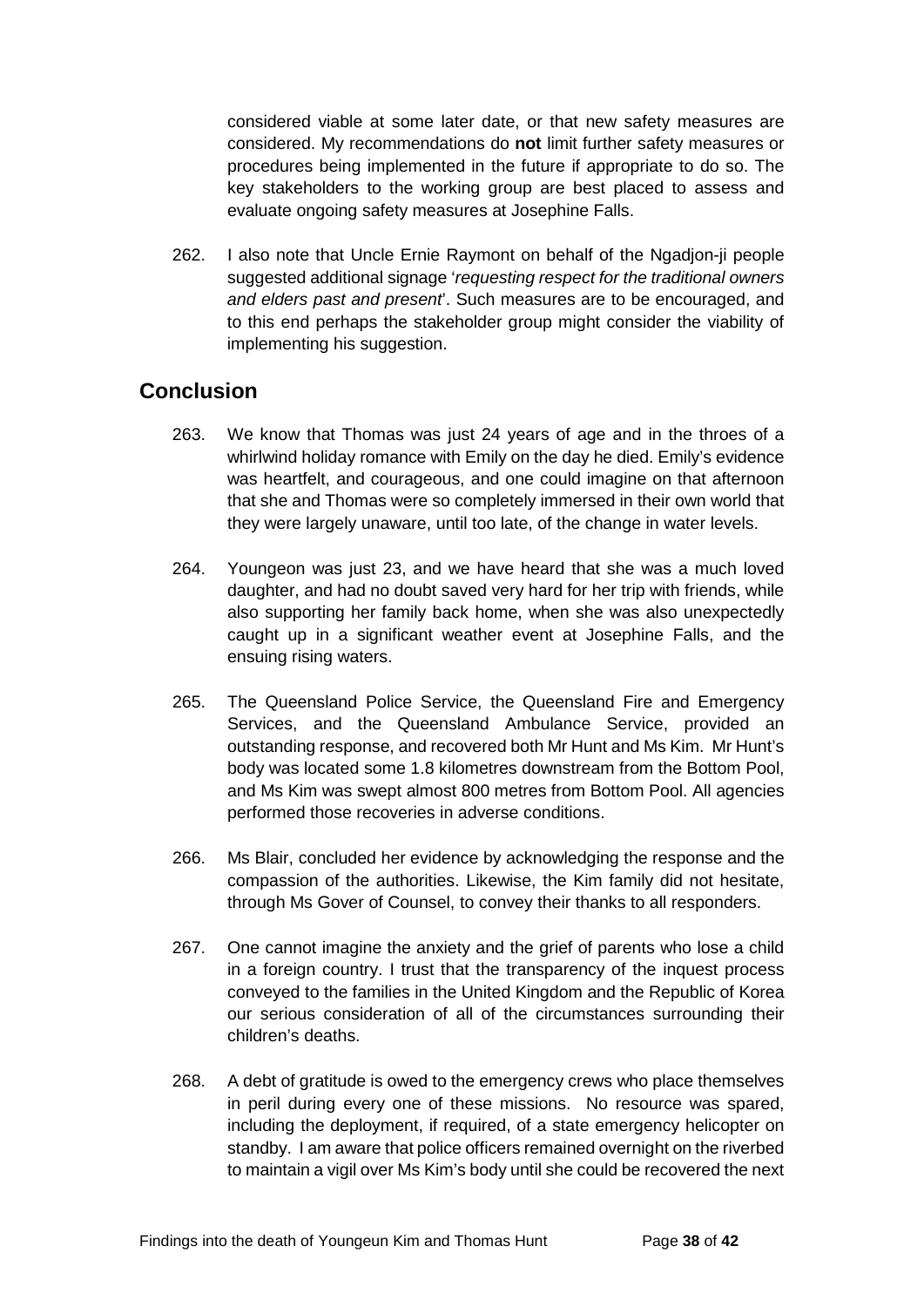considered viable at some later date, or that new safety measures are considered. My recommendations do **not** limit further safety measures or procedures being implemented in the future if appropriate to do so. The key stakeholders to the working group are best placed to assess and evaluate ongoing safety measures at Josephine Falls.

262. I also note that Uncle Ernie Raymont on behalf of the Ngadjon-ji people suggested additional signage '*requesting respect for the traditional owners and elders past and present*'. Such measures are to be encouraged, and to this end perhaps the stakeholder group might consider the viability of implementing his suggestion.

## Conclusion

263. We know that Thomas was just 24 years of age and in the throes of a whirlwind holiday romance with Emily on the day he died. Emily's evidence was heartfelt, and courageous, and one could imagine on that afternoon that she and Thomas were so completely immersed in their own world that they were largely unaware, until too late, of the change in water levels.

264. Youngeon was just 23, and we have heard that she was a much loved daughter, and had no doubt saved very hard for her trip with friends, while also supporting her family back home, when she was also unexpectedly caught up in a significant weather event at Josephine Falls, and the ensuing rising waters.

265. The Queensland Police Service, the Queensland Fire and Emergency Services, and the Queensland Ambulance Service, provided an outstanding response, and recovered both Mr Hunt and Ms Kim. Mr Hunt's body was located some 1.8 kilometres downstream from the Bottom Pool, and Ms Kim was swept almost 800 metres from Bottom Pool. All agencies performed those recoveries in adverse conditions.

266. Ms Blair, concluded her evidence by acknowledging the response and the compassion of the authorities. Likewise, the Kim family did not hesitate, through Ms Gover of Counsel, to convey their thanks to all responders.

267. One cannot imagine the anxiety and the grief of parents who lose a child in a foreign country. I trust that the transparency of the inquest process conveyed to the families in the United Kingdom and the Republic of Korea our serious consideration of all of the circumstances surrounding their children's deaths.

268. A debt of gratitude is owed to the emergency crews who place themselves in peril during every one of these missions. No resource was spared, including the deployment, if required, of a state emergency helicopter on standby. I am aware that police officers remained overnight on the riverbed to maintain a vigil over Ms Kim's body until she could be recovered the next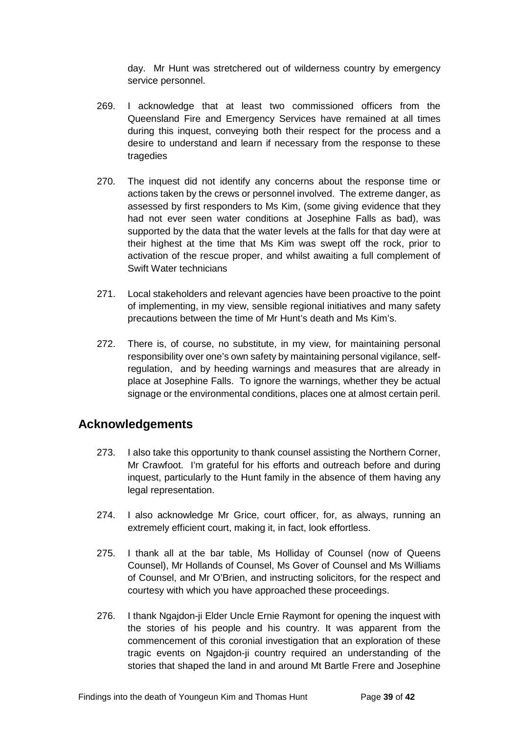day. Mr Hunt was stretchered out of wilderness country by emergency service personnel.

269. I acknowledge that at least two commissioned officers from the Queensland Fire and Emergency Services have remained at all times during this inquest, conveying both their respect for the process and a desire to understand and learn if necessary from the response to these tragedies

270. The inquest did not identify any concerns about the response time or actions taken by the crews or personnel involved. The extreme danger, as assessed by first responders to Ms Kim, (some giving evidence that they had not ever seen water conditions at Josephine Falls as bad), was supported by the data that the water levels at the falls for that day were at their highest at the time that Ms Kim was swept off the rock, prior to activation of the rescue proper, and whilst awaiting a full complement of Swift Water technicians

271. Local stakeholders and relevant agencies have been proactive to the point of implementing, in my view, sensible regional initiatives and many safety precautions between the time of Mr Hunt's death and Ms Kim's.

272. There is, of course, no substitute, in my view, for maintaining personal responsibility over one's own safety by maintaining personal vigilance, self-regulation, and by heeding warnings and measures that are already in place at Josephine Falls. To ignore the warnings, whether they be actual signage or the environmental conditions, places one at almost certain peril.

## Acknowledgements

273. I also take this opportunity to thank counsel assisting the Northern Corner, Mr Crawfoot. I'm grateful for his efforts and outreach before and during inquest, particularly to the Hunt family in the absence of them having any legal representation.

274. I also acknowledge Mr Grice, court officer, for, as always, running an extremely efficient court, making it, in fact, look effortless.

275. I thank all at the bar table, Ms Holliday of Counsel (now of Queens Counsel), Mr Hollands of Counsel, Ms Gover of Counsel and Ms Williams of Counsel, and Mr O'Brien, and instructing solicitors, for the respect and courtesy with which you have approached these proceedings.

276. I thank Ngajdon-ji Elder Uncle Ernie Raymont for opening the inquest with the stories of his people and his country. It was apparent from the commencement of this coronial investigation that an exploration of these tragic events on Ngajdon-ji country required an understanding of the stories that shaped the land in and around Mt Bartle Frere and Josephine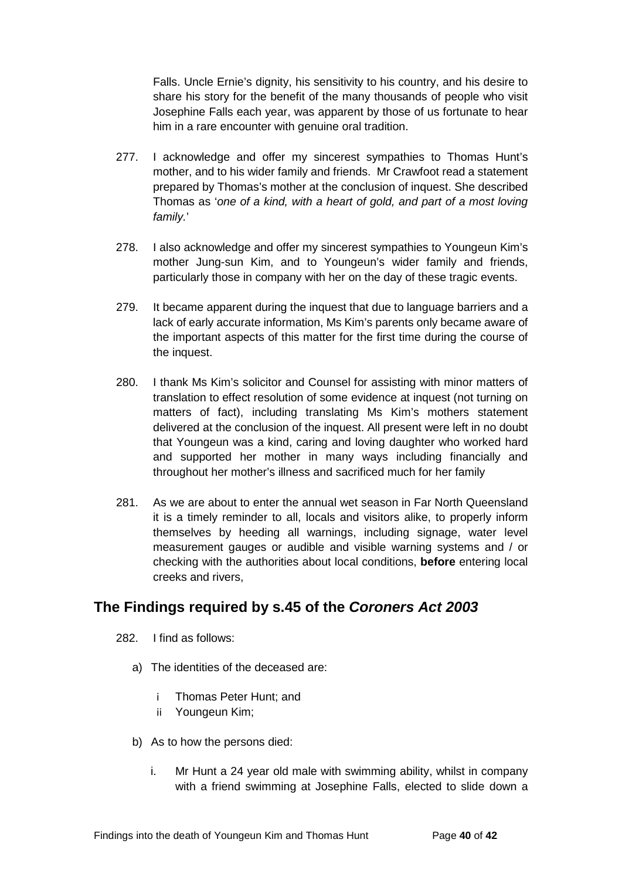Falls. Uncle Ernie's dignity, his sensitivity to his country, and his desire to share his story for the benefit of the many thousands of people who visit Josephine Falls each year, was apparent by those of us fortunate to hear him in a rare encounter with genuine oral tradition.

277. I acknowledge and offer my sincerest sympathies to Thomas Hunt's mother, and to his wider family and friends. Mr Crawfoot read a statement prepared by Thomas's mother at the conclusion of inquest. She described Thomas as '*one of a kind, with a heart of gold, and part of a most loving family.*'

278. I also acknowledge and offer my sincerest sympathies to Youngeun Kim's mother Jung-sun Kim, and to Youngeun's wider family and friends, particularly those in company with her on the day of these tragic events.

279. It became apparent during the inquest that due to language barriers and a lack of early accurate information, Ms Kim's parents only became aware of the important aspects of this matter for the first time during the course of the inquest.

280. I thank Ms Kim's solicitor and Counsel for assisting with minor matters of translation to effect resolution of some evidence at inquest (not turning on matters of fact), including translating Ms Kim's mothers statement delivered at the conclusion of the inquest. All present were left in no doubt that Youngeun was a kind, caring and loving daughter who worked hard and supported her mother in many ways including financially and throughout her mother's illness and sacrificed much for her family

281. As we are about to enter the annual wet season in Far North Queensland it is a timely reminder to all, locals and visitors alike, to properly inform themselves by heeding all warnings, including signage, water level measurement gauges or audible and visible warning systems and / or checking with the authorities about local conditions, **before** entering local creeks and rivers,

## The Findings required by s.45 of the *Coroners Act 2003*

282. I find as follows:

a) The identities of the deceased are:

   i Thomas Peter Hunt; and
   
   ii Youngeun Kim;

b) As to how the persons died:

   i. Mr Hunt a 24 year old male with swimming ability, whilst in company with a friend swimming at Josephine Falls, elected to slide down a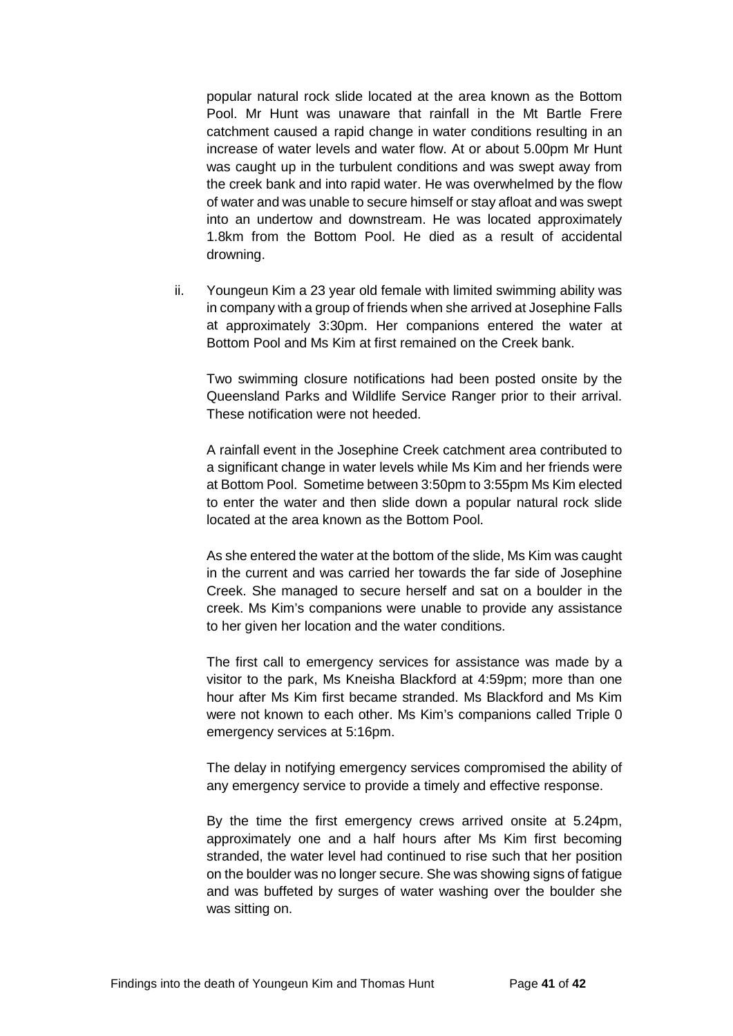popular natural rock slide located at the area known as the Bottom Pool. Mr Hunt was unaware that rainfall in the Mt Bartle Frere catchment caused a rapid change in water conditions resulting in an increase of water levels and water flow. At or about 5.00pm Mr Hunt was caught up in the turbulent conditions and was swept away from the creek bank and into rapid water. He was overwhelmed by the flow of water and was unable to secure himself or stay afloat and was swept into an undertow and downstream. He was located approximately 1.8km from the Bottom Pool. He died as a result of accidental drowning.

ii. Youngeun Kim a 23 year old female with limited swimming ability was in company with a group of friends when she arrived at Josephine Falls at approximately 3:30pm. Her companions entered the water at Bottom Pool and Ms Kim at first remained on the Creek bank.

 Two swimming closure notifications had been posted onsite by the Queensland Parks and Wildlife Service Ranger prior to their arrival. These notification were not heeded.

 A rainfall event in the Josephine Creek catchment area contributed to a significant change in water levels while Ms Kim and her friends were at Bottom Pool. Sometime between 3:50pm to 3:55pm Ms Kim elected to enter the water and then slide down a popular natural rock slide located at the area known as the Bottom Pool.

 As she entered the water at the bottom of the slide, Ms Kim was caught in the current and was carried her towards the far side of Josephine Creek. She managed to secure herself and sat on a boulder in the creek. Ms Kim's companions were unable to provide any assistance to her given her location and the water conditions.

 The first call to emergency services for assistance was made by a visitor to the park, Ms Kneisha Blackford at 4:59pm; more than one hour after Ms Kim first became stranded. Ms Blackford and Ms Kim were not known to each other. Ms Kim's companions called Triple 0 emergency services at 5:16pm.

 The delay in notifying emergency services compromised the ability of any emergency service to provide a timely and effective response.

 By the time the first emergency crews arrived onsite at 5.24pm, approximately one and a half hours after Ms Kim first becoming stranded, the water level had continued to rise such that her position on the boulder was no longer secure. She was showing signs of fatigue and was buffeted by surges of water washing over the boulder she was sitting on.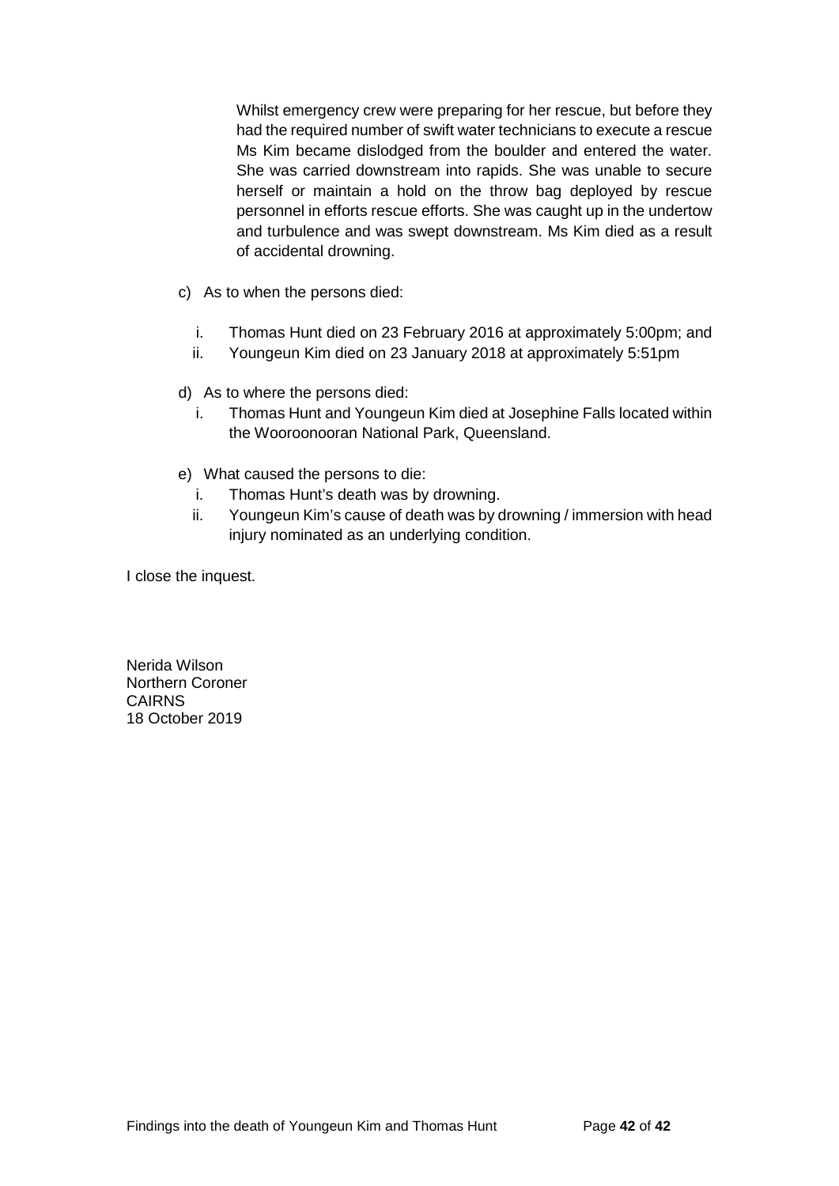Whilst emergency crew were preparing for her rescue, but before they had the required number of swift water technicians to execute a rescue Ms Kim became dislodged from the boulder and entered the water. She was carried downstream into rapids. She was unable to secure herself or maintain a hold on the throw bag deployed by rescue personnel in efforts rescue efforts. She was caught up in the undertow and turbulence and was swept downstream. Ms Kim died as a result of accidental drowning.

c) As to when the persons died:

   i. Thomas Hunt died on 23 February 2016 at approximately 5:00pm; and
   ii. Youngeun Kim died on 23 January 2018 at approximately 5:51pm

d) As to where the persons died:
   i. Thomas Hunt and Youngeun Kim died at Josephine Falls located within the Wooroonooran National Park, Queensland.

e) What caused the persons to die:
   i. Thomas Hunt's death was by drowning.
   ii. Youngeun Kim's cause of death was by drowning / immersion with head injury nominated as an underlying condition.

I close the inquest.

Nerida Wilson
Northern Coroner
CAIRNS
18 October 2019